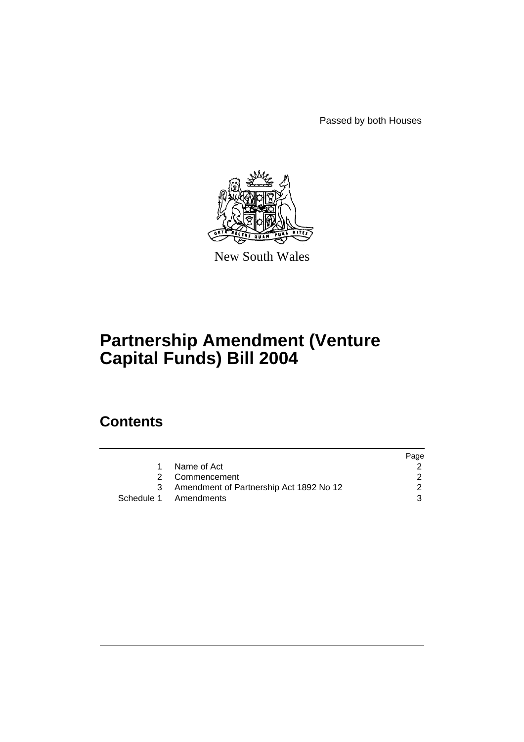Passed by both Houses

New South Wales

# Partnership Amendment (Venture Capital Funds) Bill 2004

## Contents

| | | Page |
|---|---|---|
| 1 | Name of Act | 2 |
| 2 | Commencement | 2 |
| 3 | Amendment of Partnership Act 1892 No 12 | 2 |
| Schedule 1 | Amendments | 3 |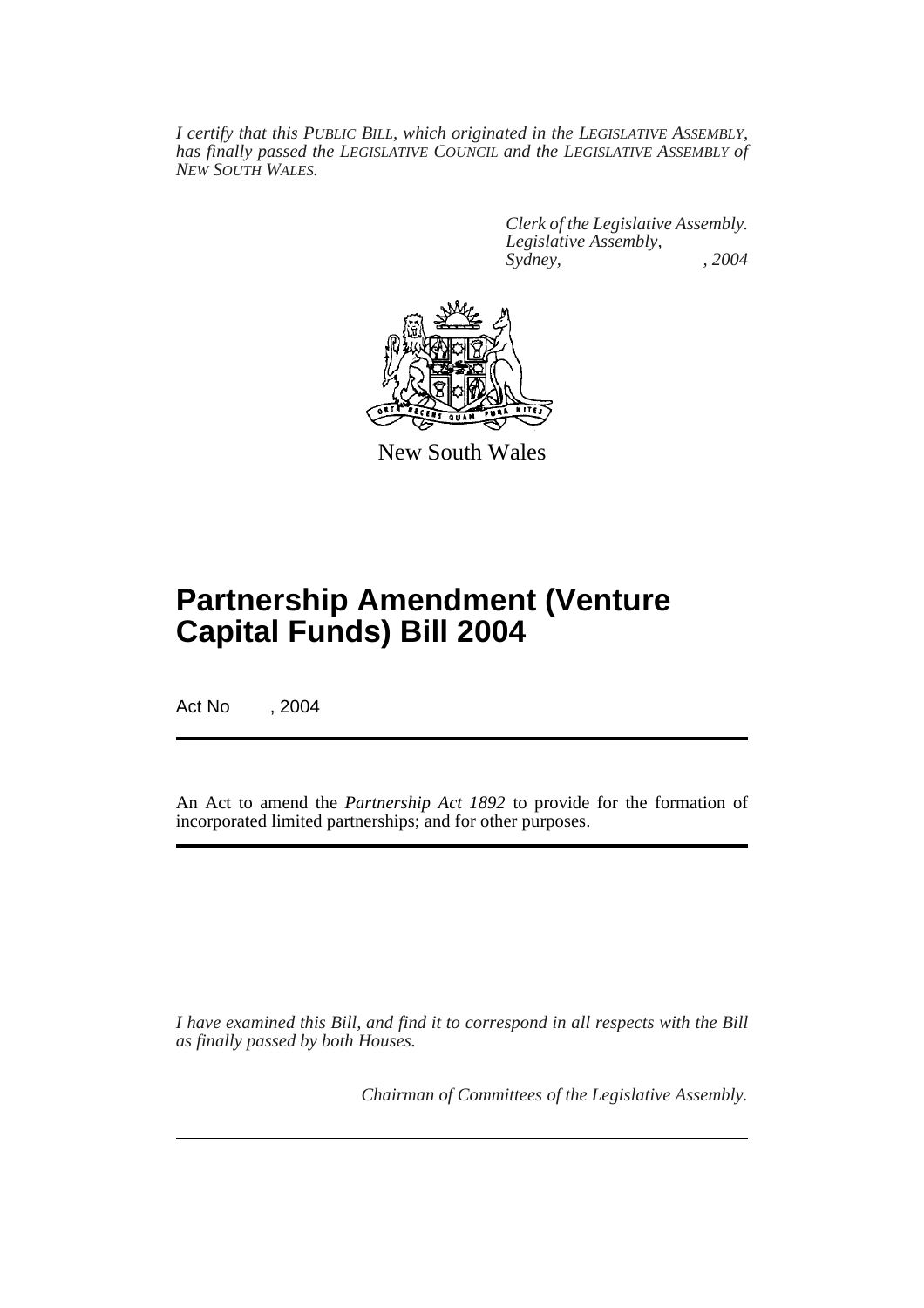*I certify that this PUBLIC BILL, which originated in the LEGISLATIVE ASSEMBLY, has finally passed the LEGISLATIVE COUNCIL and the LEGISLATIVE ASSEMBLY of NEW SOUTH WALES.*

*Clerk of the Legislative Assembly.*
*Legislative Assembly,*
*Sydney, , 2004*

New South Wales

# Partnership Amendment (Venture Capital Funds) Bill 2004

Act No , 2004

An Act to amend the *Partnership Act 1892* to provide for the formation of incorporated limited partnerships; and for other purposes.

*I have examined this Bill, and find it to correspond in all respects with the Bill as finally passed by both Houses.*

*Chairman of Committees of the Legislative Assembly.*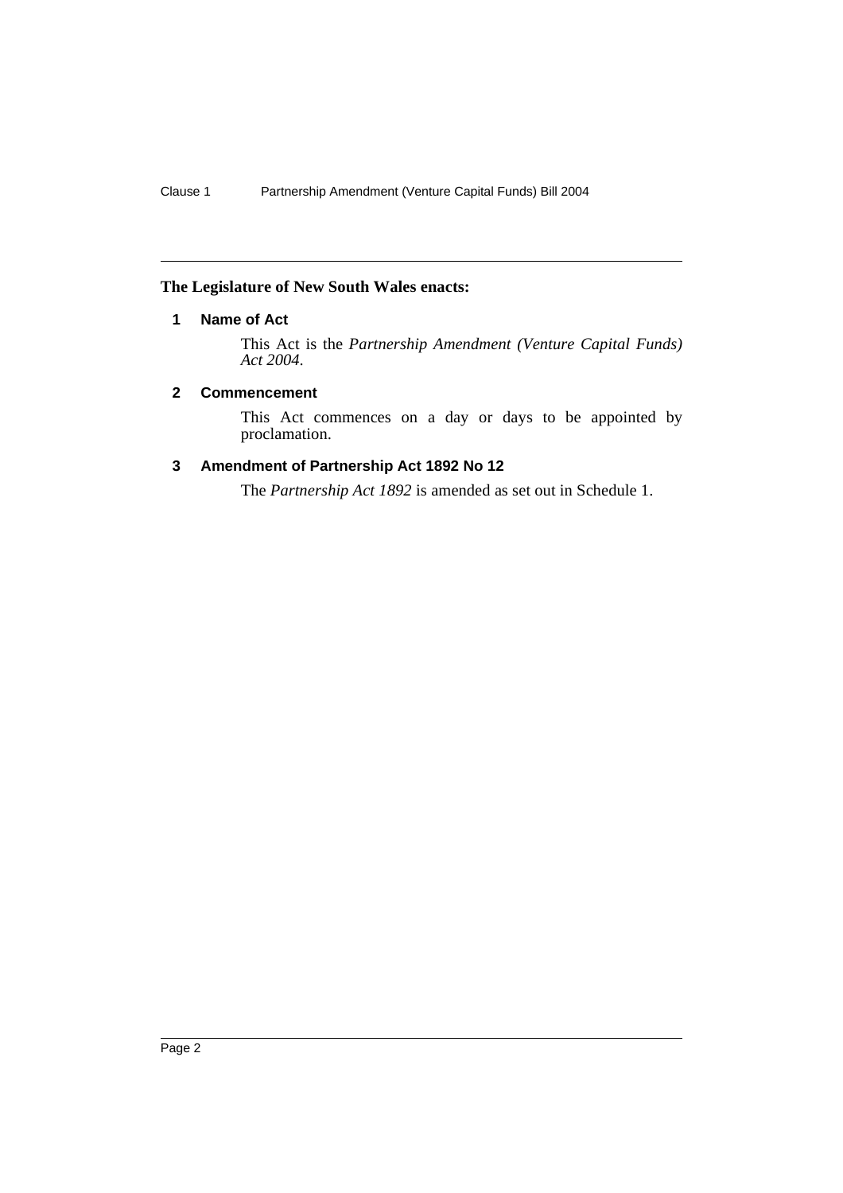**The Legislature of New South Wales enacts:**

### 1 Name of Act

This Act is the *Partnership Amendment (Venture Capital Funds) Act 2004*.

### 2 Commencement

This Act commences on a day or days to be appointed by proclamation.

### 3 Amendment of Partnership Act 1892 No 12

The *Partnership Act 1892* is amended as set out in Schedule 1.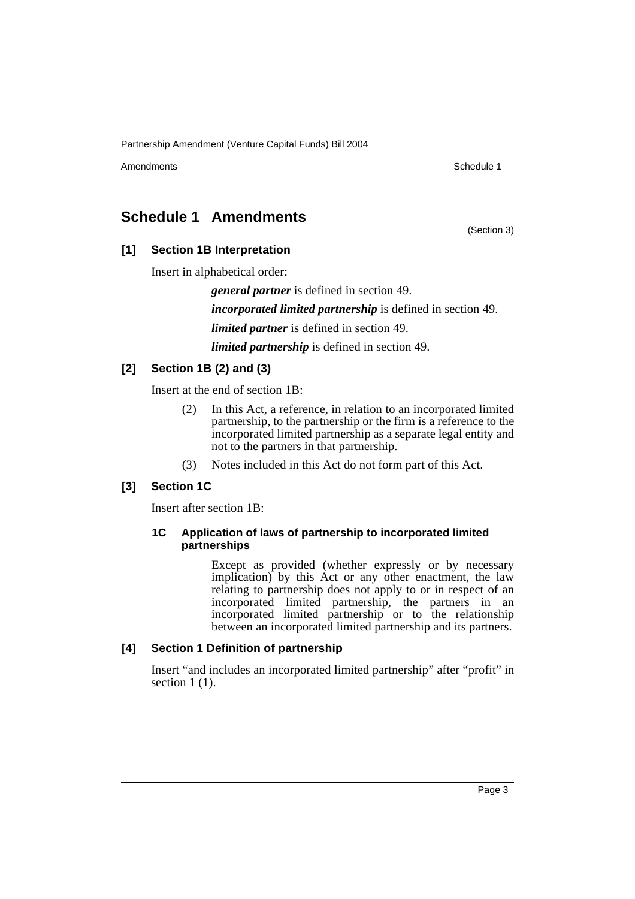## Schedule 1 Amendments

(Section 3)

### [1] Section 1B Interpretation

Insert in alphabetical order:

> ***general partner*** is defined in section 49.
>
> ***incorporated limited partnership*** is defined in section 49.
>
> ***limited partner*** is defined in section 49.
>
> ***limited partnership*** is defined in section 49.

### [2] Section 1B (2) and (3)

Insert at the end of section 1B:

> (2) In this Act, a reference, in relation to an incorporated limited partnership, to the partnership or the firm is a reference to the incorporated limited partnership as a separate legal entity and not to the partners in that partnership.
>
> (3) Notes included in this Act do not form part of this Act.

### [3] Section 1C

Insert after section 1B:

> **1C Application of laws of partnership to incorporated limited partnerships**
>
> Except as provided (whether expressly or by necessary implication) by this Act or any other enactment, the law relating to partnership does not apply to or in respect of an incorporated limited partnership, the partners in an incorporated limited partnership or to the relationship between an incorporated limited partnership and its partners.

### [4] Section 1 Definition of partnership

Insert "and includes an incorporated limited partnership" after "profit" in section 1 (1).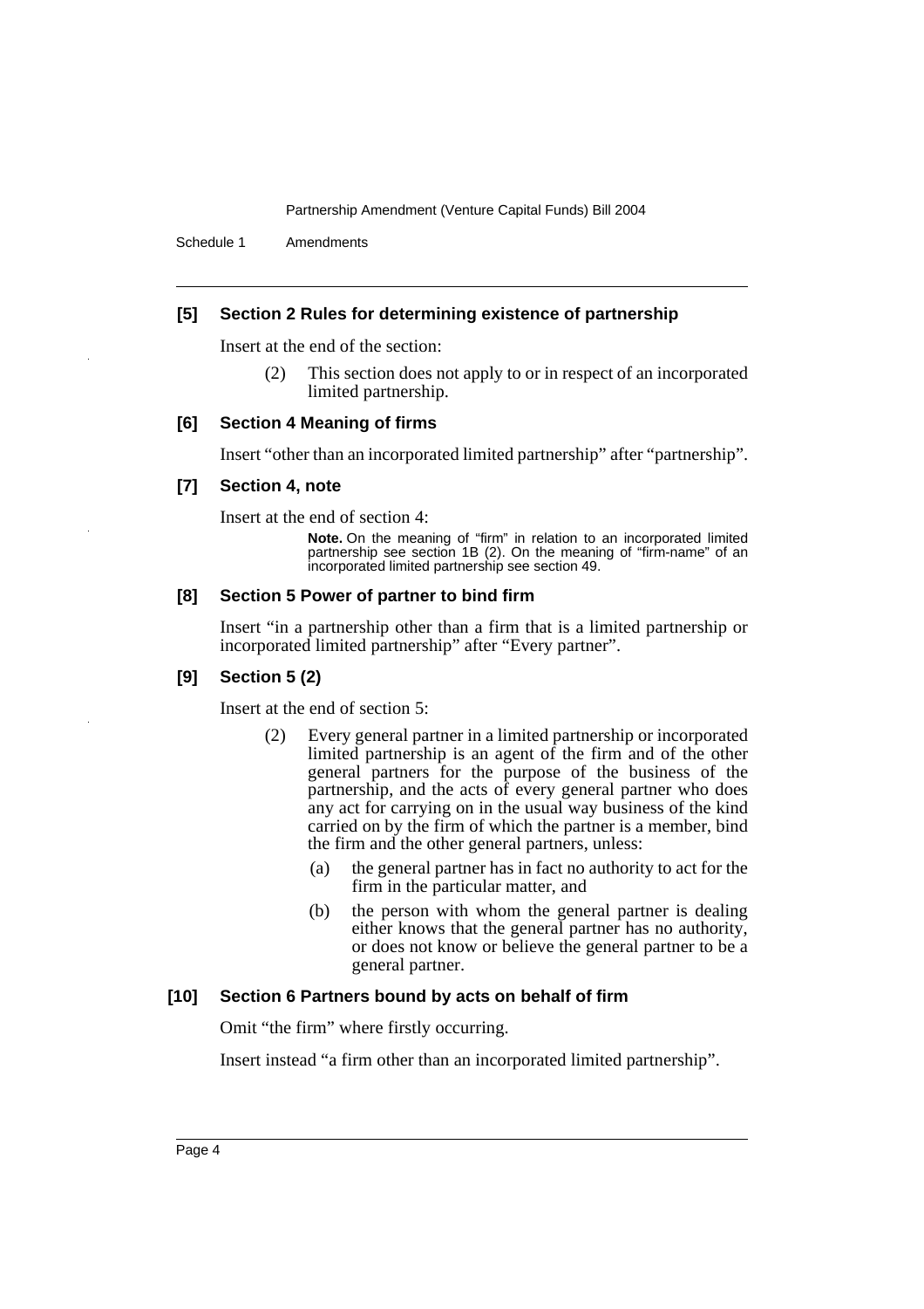#### [5] Section 2 Rules for determining existence of partnership

Insert at the end of the section:

> (2) This section does not apply to or in respect of an incorporated limited partnership.

#### [6] Section 4 Meaning of firms

Insert "other than an incorporated limited partnership" after "partnership".

#### [7] Section 4, note

Insert at the end of section 4:

> **Note.** On the meaning of "firm" in relation to an incorporated limited partnership see section 1B (2). On the meaning of "firm-name" of an incorporated limited partnership see section 49.

#### [8] Section 5 Power of partner to bind firm

Insert "in a partnership other than a firm that is a limited partnership or incorporated limited partnership" after "Every partner".

#### [9] Section 5 (2)

Insert at the end of section 5:

> (2) Every general partner in a limited partnership or incorporated limited partnership is an agent of the firm and of the other general partners for the purpose of the business of the partnership, and the acts of every general partner who does any act for carrying on in the usual way business of the kind carried on by the firm of which the partner is a member, bind the firm and the other general partners, unless:
>
> (a) the general partner has in fact no authority to act for the firm in the particular matter, and
>
> (b) the person with whom the general partner is dealing either knows that the general partner has no authority, or does not know or believe the general partner to be a general partner.

#### [10] Section 6 Partners bound by acts on behalf of firm

Omit "the firm" where firstly occurring.

Insert instead "a firm other than an incorporated limited partnership".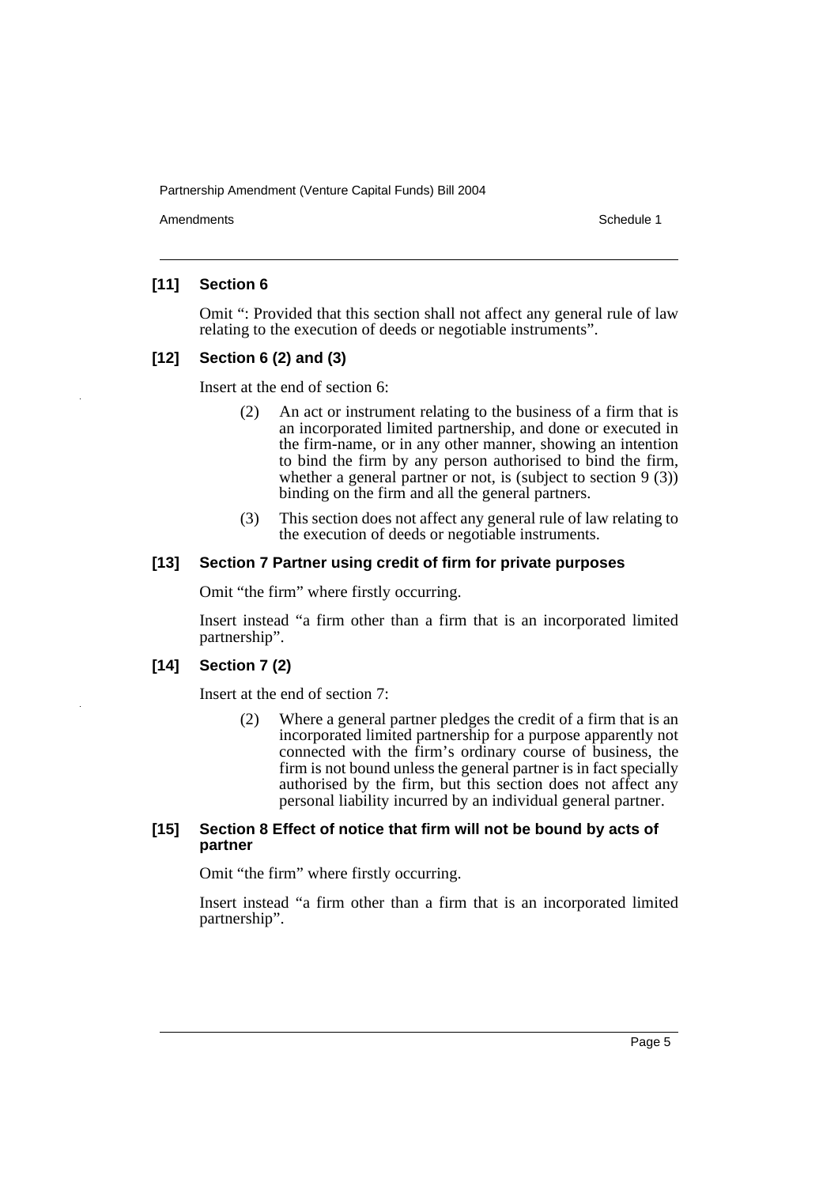### [11] Section 6

Omit ": Provided that this section shall not affect any general rule of law relating to the execution of deeds or negotiable instruments".

### [12] Section 6 (2) and (3)

Insert at the end of section 6:

> (2) An act or instrument relating to the business of a firm that is an incorporated limited partnership, and done or executed in the firm-name, or in any other manner, showing an intention to bind the firm by any person authorised to bind the firm, whether a general partner or not, is (subject to section 9 (3)) binding on the firm and all the general partners.
>
> (3) This section does not affect any general rule of law relating to the execution of deeds or negotiable instruments.

### [13] Section 7 Partner using credit of firm for private purposes

Omit "the firm" where firstly occurring.

Insert instead "a firm other than a firm that is an incorporated limited partnership".

### [14] Section 7 (2)

Insert at the end of section 7:

> (2) Where a general partner pledges the credit of a firm that is an incorporated limited partnership for a purpose apparently not connected with the firm's ordinary course of business, the firm is not bound unless the general partner is in fact specially authorised by the firm, but this section does not affect any personal liability incurred by an individual general partner.

### [15] Section 8 Effect of notice that firm will not be bound by acts of partner

Omit "the firm" where firstly occurring.

Insert instead "a firm other than a firm that is an incorporated limited partnership".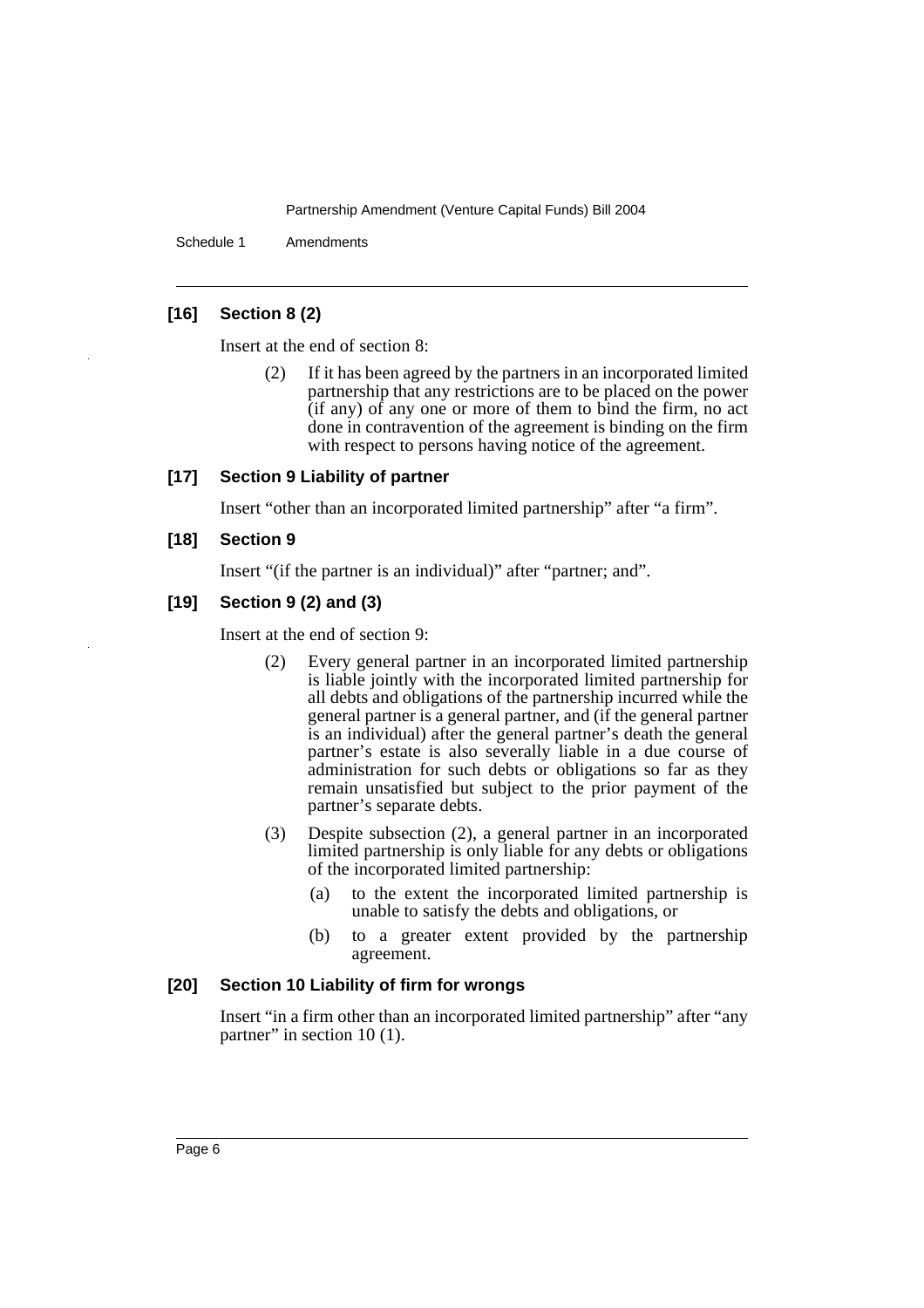### [16] Section 8 (2)

Insert at the end of section 8:

> (2) If it has been agreed by the partners in an incorporated limited partnership that any restrictions are to be placed on the power (if any) of any one or more of them to bind the firm, no act done in contravention of the agreement is binding on the firm with respect to persons having notice of the agreement.

### [17] Section 9 Liability of partner

Insert "other than an incorporated limited partnership" after "a firm".

### [18] Section 9

Insert "(if the partner is an individual)" after "partner; and".

### [19] Section 9 (2) and (3)

Insert at the end of section 9:

> (2) Every general partner in an incorporated limited partnership is liable jointly with the incorporated limited partnership for all debts and obligations of the partnership incurred while the general partner is a general partner, and (if the general partner is an individual) after the general partner's death the general partner's estate is also severally liable in a due course of administration for such debts or obligations so far as they remain unsatisfied but subject to the prior payment of the partner's separate debts.
>
> (3) Despite subsection (2), a general partner in an incorporated limited partnership is only liable for any debts or obligations of the incorporated limited partnership:
>
> (a) to the extent the incorporated limited partnership is unable to satisfy the debts and obligations, or
>
> (b) to a greater extent provided by the partnership agreement.

### [20] Section 10 Liability of firm for wrongs

Insert "in a firm other than an incorporated limited partnership" after "any partner" in section 10 (1).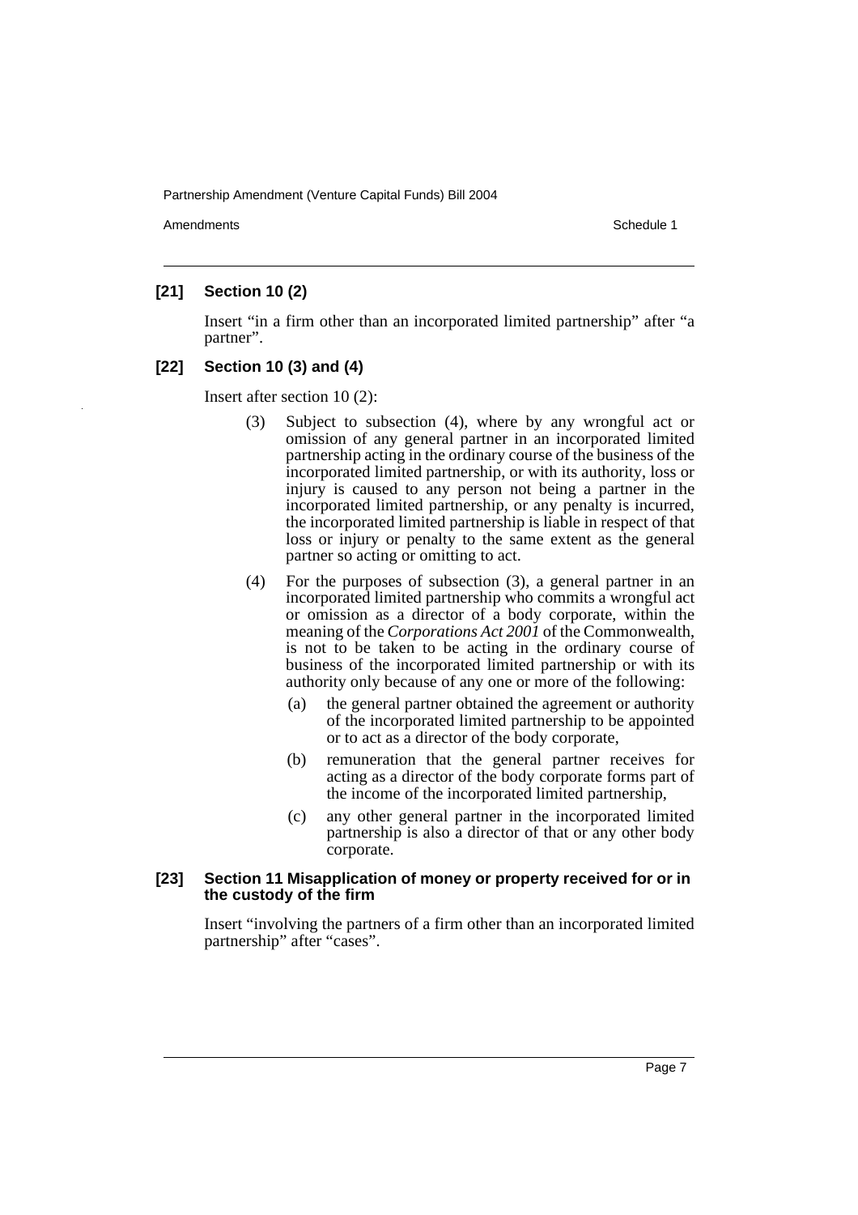### [21] Section 10 (2)

Insert "in a firm other than an incorporated limited partnership" after "a partner".

### [22] Section 10 (3) and (4)

Insert after section 10 (2):

(3) Subject to subsection (4), where by any wrongful act or omission of any general partner in an incorporated limited partnership acting in the ordinary course of the business of the incorporated limited partnership, or with its authority, loss or injury is caused to any person not being a partner in the incorporated limited partnership, or any penalty is incurred, the incorporated limited partnership is liable in respect of that loss or injury or penalty to the same extent as the general partner so acting or omitting to act.

(4) For the purposes of subsection (3), a general partner in an incorporated limited partnership who commits a wrongful act or omission as a director of a body corporate, within the meaning of the *Corporations Act 2001* of the Commonwealth, is not to be taken to be acting in the ordinary course of business of the incorporated limited partnership or with its authority only because of any one or more of the following:

- (a) the general partner obtained the agreement or authority of the incorporated limited partnership to be appointed or to act as a director of the body corporate,
- (b) remuneration that the general partner receives for acting as a director of the body corporate forms part of the income of the incorporated limited partnership,
- (c) any other general partner in the incorporated limited partnership is also a director of that or any other body corporate.

### [23] Section 11 Misapplication of money or property received for or in the custody of the firm

Insert "involving the partners of a firm other than an incorporated limited partnership" after "cases".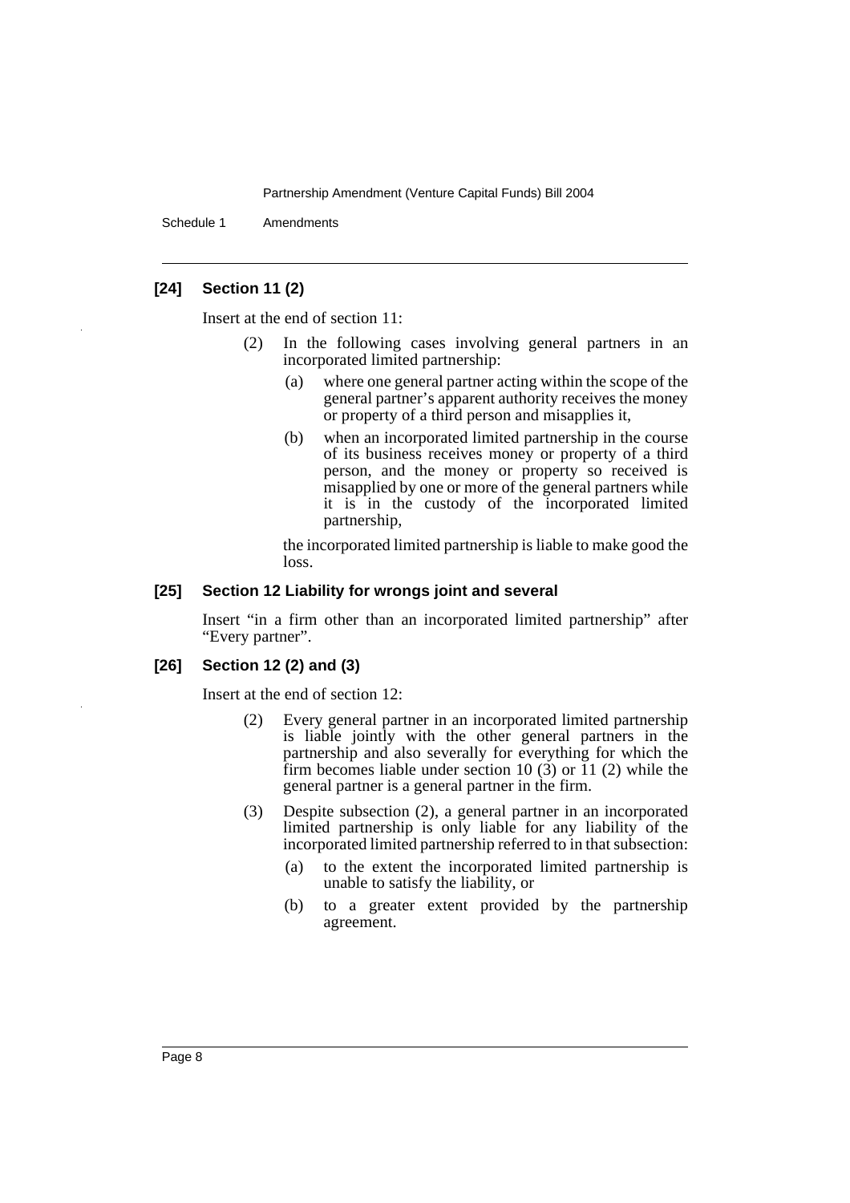### [24] Section 11 (2)

Insert at the end of section 11:

(2) In the following cases involving general partners in an incorporated limited partnership:

(a) where one general partner acting within the scope of the general partner's apparent authority receives the money or property of a third person and misapplies it,

(b) when an incorporated limited partnership in the course of its business receives money or property of a third person, and the money or property so received is misapplied by one or more of the general partners while it is in the custody of the incorporated limited partnership,

the incorporated limited partnership is liable to make good the loss.

### [25] Section 12 Liability for wrongs joint and several

Insert "in a firm other than an incorporated limited partnership" after "Every partner".

### [26] Section 12 (2) and (3)

Insert at the end of section 12:

(2) Every general partner in an incorporated limited partnership is liable jointly with the other general partners in the partnership and also severally for everything for which the firm becomes liable under section 10 (3) or 11 (2) while the general partner is a general partner in the firm.

(3) Despite subsection (2), a general partner in an incorporated limited partnership is only liable for any liability of the incorporated limited partnership referred to in that subsection:

(a) to the extent the incorporated limited partnership is unable to satisfy the liability, or

(b) to a greater extent provided by the partnership agreement.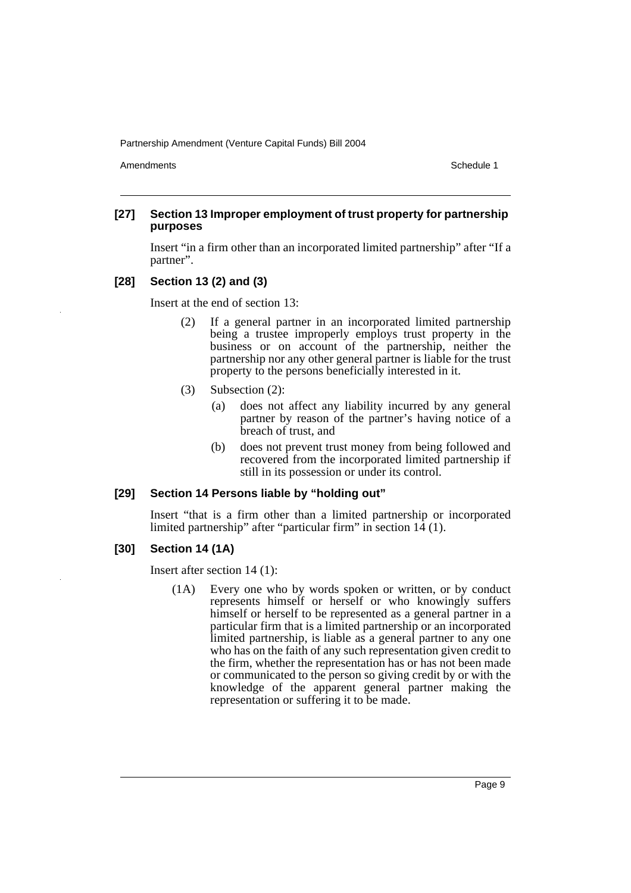#### [27] Section 13 Improper employment of trust property for partnership purposes

Insert "in a firm other than an incorporated limited partnership" after "If a partner".

#### [28] Section 13 (2) and (3)

Insert at the end of section 13:

(2) If a general partner in an incorporated limited partnership being a trustee improperly employs trust property in the business or on account of the partnership, neither the partnership nor any other general partner is liable for the trust property to the persons beneficially interested in it.

(3) Subsection (2):

- (a) does not affect any liability incurred by any general partner by reason of the partner's having notice of a breach of trust, and
- (b) does not prevent trust money from being followed and recovered from the incorporated limited partnership if still in its possession or under its control.

#### [29] Section 14 Persons liable by "holding out"

Insert "that is a firm other than a limited partnership or incorporated limited partnership" after "particular firm" in section 14 (1).

#### [30] Section 14 (1A)

Insert after section 14 (1):

(1A) Every one who by words spoken or written, or by conduct represents himself or herself or who knowingly suffers himself or herself to be represented as a general partner in a particular firm that is a limited partnership or an incorporated limited partnership, is liable as a general partner to any one who has on the faith of any such representation given credit to the firm, whether the representation has or has not been made or communicated to the person so giving credit by or with the knowledge of the apparent general partner making the representation or suffering it to be made.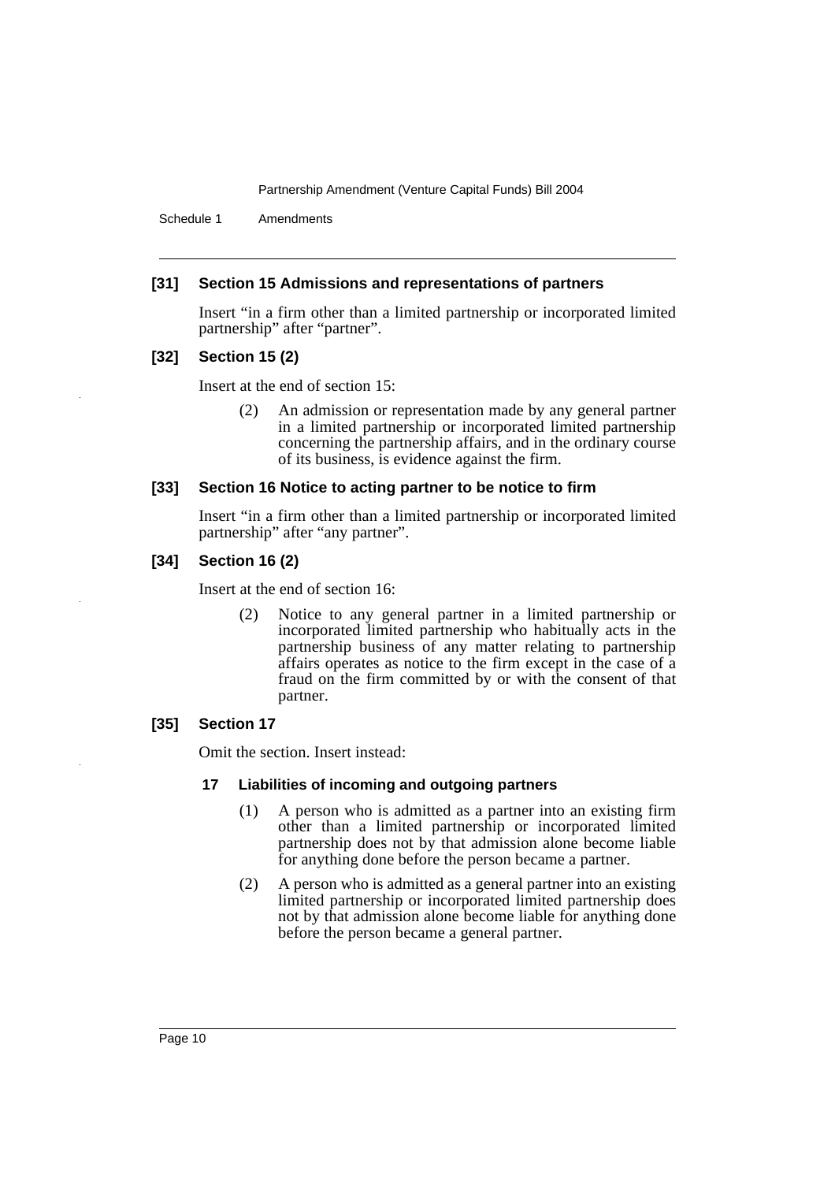### [31] Section 15 Admissions and representations of partners

Insert "in a firm other than a limited partnership or incorporated limited partnership" after "partner".

### [32] Section 15 (2)

Insert at the end of section 15:

> (2) An admission or representation made by any general partner in a limited partnership or incorporated limited partnership concerning the partnership affairs, and in the ordinary course of its business, is evidence against the firm.

### [33] Section 16 Notice to acting partner to be notice to firm

Insert "in a firm other than a limited partnership or incorporated limited partnership" after "any partner".

### [34] Section 16 (2)

Insert at the end of section 16:

> (2) Notice to any general partner in a limited partnership or incorporated limited partnership who habitually acts in the partnership business of any matter relating to partnership affairs operates as notice to the firm except in the case of a fraud on the firm committed by or with the consent of that partner.

### [35] Section 17

Omit the section. Insert instead:

#### 17 Liabilities of incoming and outgoing partners

> (1) A person who is admitted as a partner into an existing firm other than a limited partnership or incorporated limited partnership does not by that admission alone become liable for anything done before the person became a partner.
>
> (2) A person who is admitted as a general partner into an existing limited partnership or incorporated limited partnership does not by that admission alone become liable for anything done before the person became a general partner.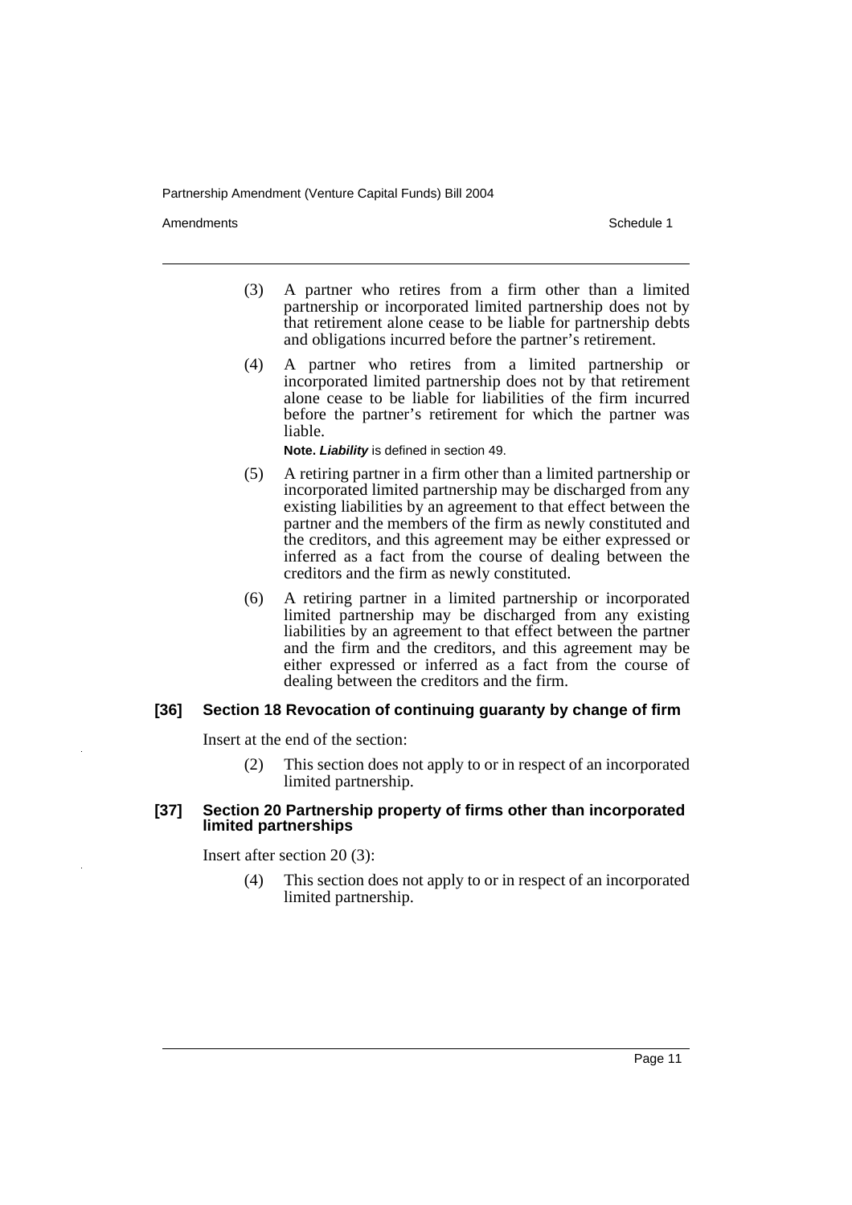(3) A partner who retires from a firm other than a limited partnership or incorporated limited partnership does not by that retirement alone cease to be liable for partnership debts and obligations incurred before the partner's retirement.

(4) A partner who retires from a limited partnership or incorporated limited partnership does not by that retirement alone cease to be liable for liabilities of the firm incurred before the partner's retirement for which the partner was liable.

**Note.** ***Liability*** is defined in section 49.

(5) A retiring partner in a firm other than a limited partnership or incorporated limited partnership may be discharged from any existing liabilities by an agreement to that effect between the partner and the members of the firm as newly constituted and the creditors, and this agreement may be either expressed or inferred as a fact from the course of dealing between the creditors and the firm as newly constituted.

(6) A retiring partner in a limited partnership or incorporated limited partnership may be discharged from any existing liabilities by an agreement to that effect between the partner and the firm and the creditors, and this agreement may be either expressed or inferred as a fact from the course of dealing between the creditors and the firm.

### [36] Section 18 Revocation of continuing guaranty by change of firm

Insert at the end of the section:

(2) This section does not apply to or in respect of an incorporated limited partnership.

### [37] Section 20 Partnership property of firms other than incorporated limited partnerships

Insert after section 20 (3):

(4) This section does not apply to or in respect of an incorporated limited partnership.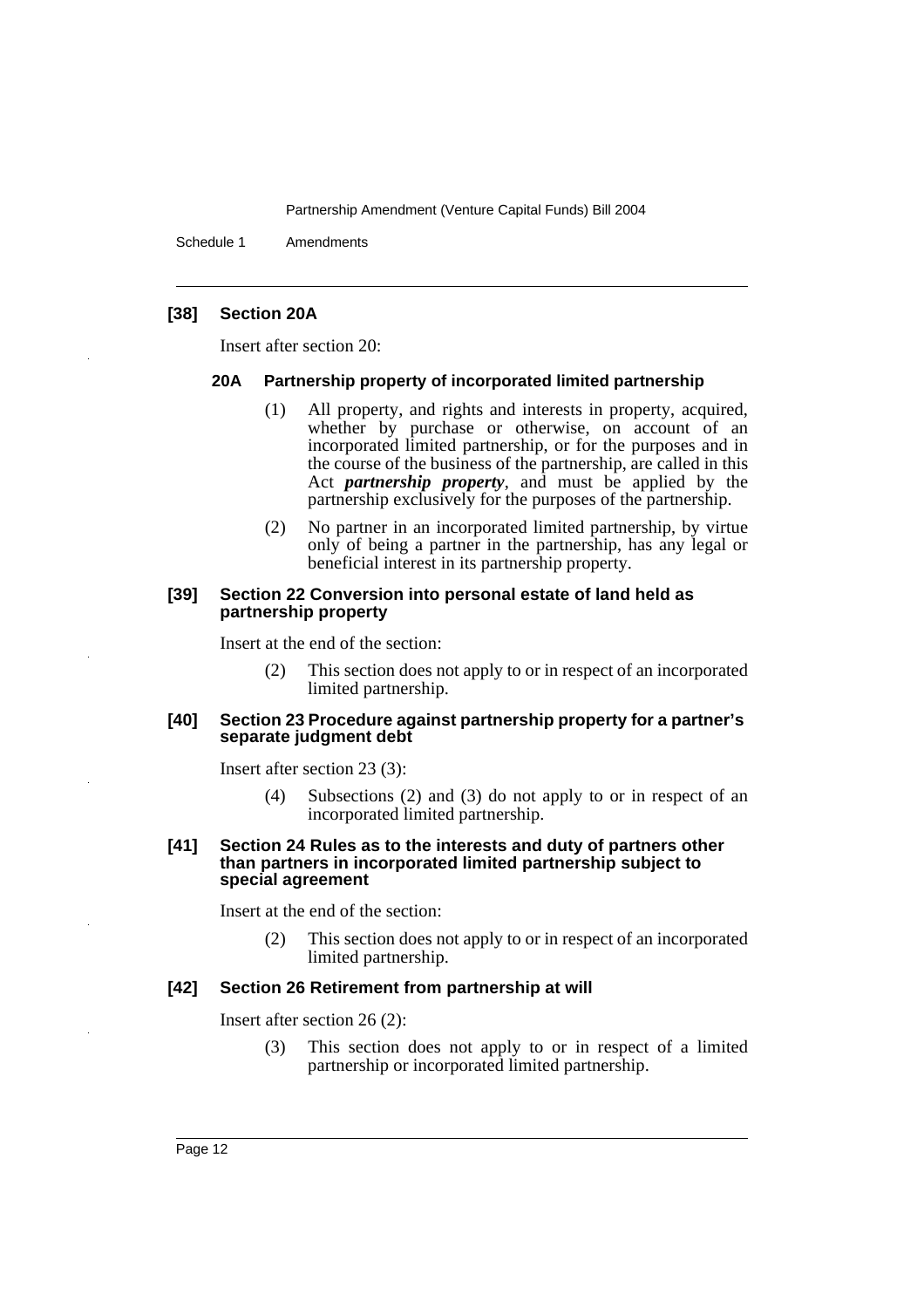### [38] Section 20A

Insert after section 20:

#### 20A Partnership property of incorporated limited partnership

(1) All property, and rights and interests in property, acquired, whether by purchase or otherwise, on account of an incorporated limited partnership, or for the purposes and in the course of the business of the partnership, are called in this Act ***partnership property***, and must be applied by the partnership exclusively for the purposes of the partnership.

(2) No partner in an incorporated limited partnership, by virtue only of being a partner in the partnership, has any legal or beneficial interest in its partnership property.

### [39] Section 22 Conversion into personal estate of land held as partnership property

Insert at the end of the section:

(2) This section does not apply to or in respect of an incorporated limited partnership.

### [40] Section 23 Procedure against partnership property for a partner's separate judgment debt

Insert after section 23 (3):

(4) Subsections (2) and (3) do not apply to or in respect of an incorporated limited partnership.

### [41] Section 24 Rules as to the interests and duty of partners other than partners in incorporated limited partnership subject to special agreement

Insert at the end of the section:

(2) This section does not apply to or in respect of an incorporated limited partnership.

### [42] Section 26 Retirement from partnership at will

Insert after section 26 (2):

(3) This section does not apply to or in respect of a limited partnership or incorporated limited partnership.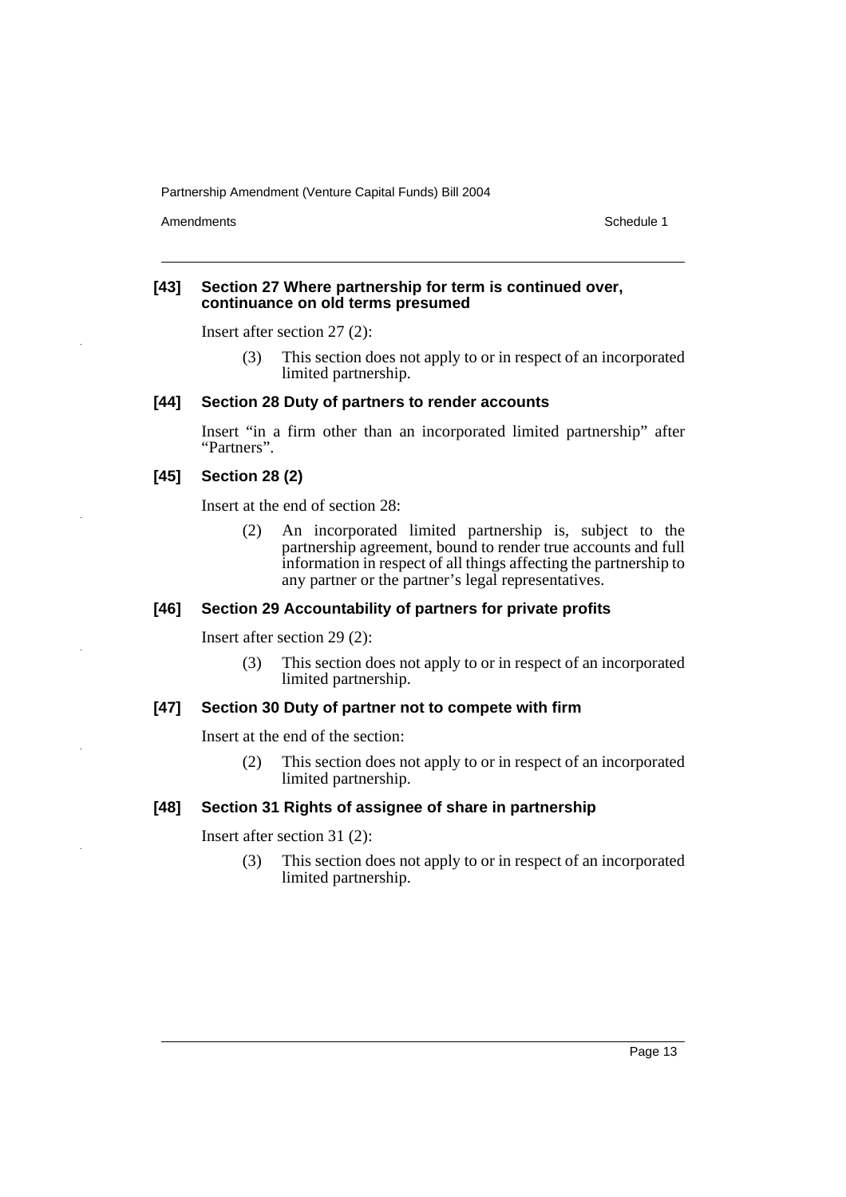### [43] Section 27 Where partnership for term is continued over, continuance on old terms presumed

Insert after section 27 (2):

> (3) This section does not apply to or in respect of an incorporated limited partnership.

### [44] Section 28 Duty of partners to render accounts

Insert "in a firm other than an incorporated limited partnership" after "Partners".

### [45] Section 28 (2)

Insert at the end of section 28:

> (2) An incorporated limited partnership is, subject to the partnership agreement, bound to render true accounts and full information in respect of all things affecting the partnership to any partner or the partner's legal representatives.

### [46] Section 29 Accountability of partners for private profits

Insert after section 29 (2):

> (3) This section does not apply to or in respect of an incorporated limited partnership.

### [47] Section 30 Duty of partner not to compete with firm

Insert at the end of the section:

> (2) This section does not apply to or in respect of an incorporated limited partnership.

### [48] Section 31 Rights of assignee of share in partnership

Insert after section 31 (2):

> (3) This section does not apply to or in respect of an incorporated limited partnership.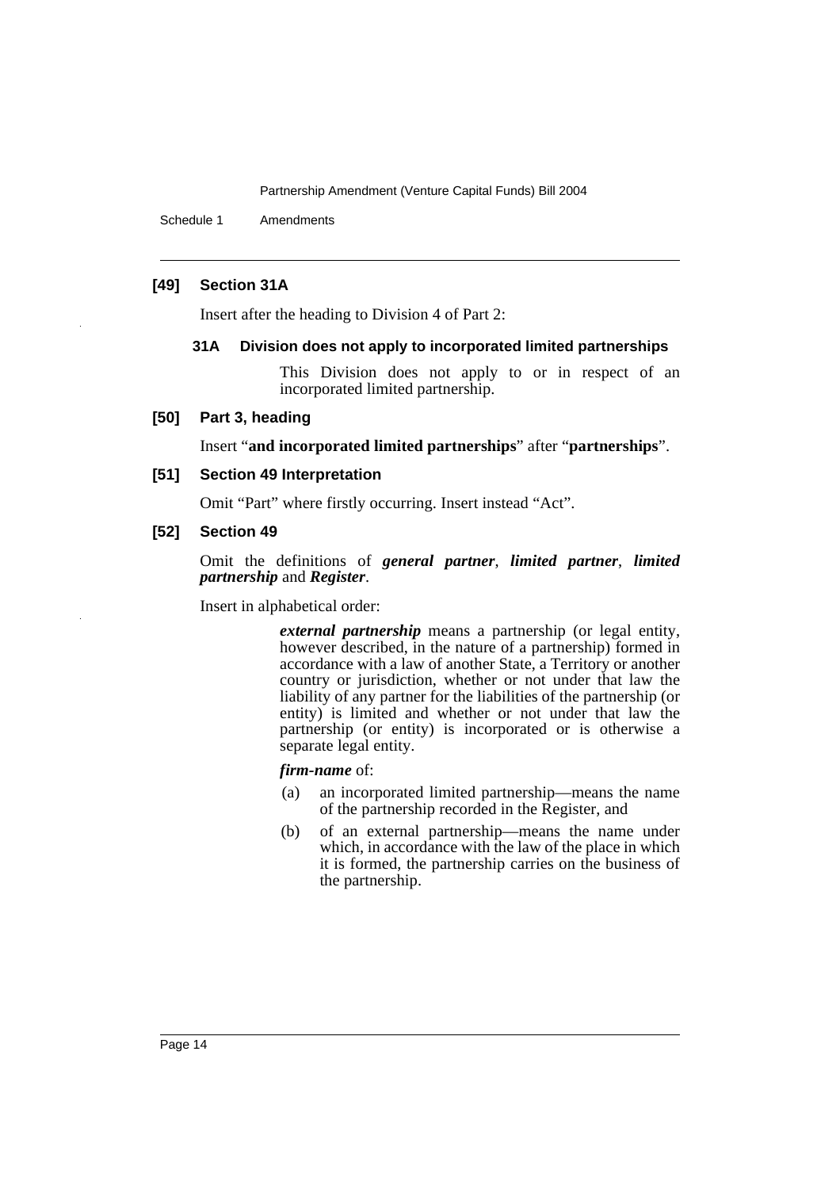**[49] Section 31A**

Insert after the heading to Division 4 of Part 2:

**31A Division does not apply to incorporated limited partnerships**

This Division does not apply to or in respect of an incorporated limited partnership.

**[50] Part 3, heading**

Insert "**and incorporated limited partnerships**" after "**partnerships**".

**[51] Section 49 Interpretation**

Omit "Part" where firstly occurring. Insert instead "Act".

**[52] Section 49**

Omit the definitions of ***general partner***, ***limited partner***, ***limited partnership*** and ***Register***.

Insert in alphabetical order:

***external partnership*** means a partnership (or legal entity, however described, in the nature of a partnership) formed in accordance with a law of another State, a Territory or another country or jurisdiction, whether or not under that law the liability of any partner for the liabilities of the partnership (or entity) is limited and whether or not under that law the partnership (or entity) is incorporated or is otherwise a separate legal entity.

***firm-name*** of:

(a) an incorporated limited partnership—means the name of the partnership recorded in the Register, and

(b) of an external partnership—means the name under which, in accordance with the law of the place in which it is formed, the partnership carries on the business of the partnership.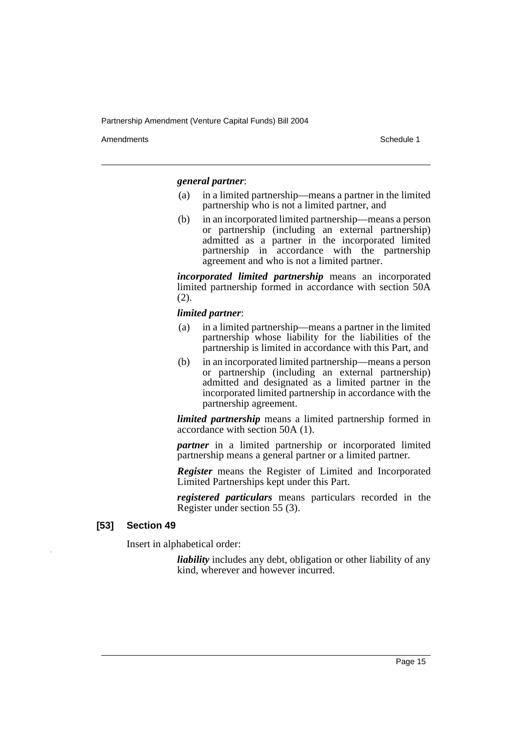***general partner***:

(a) in a limited partnership—means a partner in the limited partnership who is not a limited partner, and

(b) in an incorporated limited partnership—means a person or partnership (including an external partnership) admitted as a partner in the incorporated limited partnership in accordance with the partnership agreement and who is not a limited partner.

***incorporated limited partnership*** means an incorporated limited partnership formed in accordance with section 50A (2).

***limited partner***:

(a) in a limited partnership—means a partner in the limited partnership whose liability for the liabilities of the partnership is limited in accordance with this Part, and

(b) in an incorporated limited partnership—means a person or partnership (including an external partnership) admitted and designated as a limited partner in the incorporated limited partnership in accordance with the partnership agreement.

***limited partnership*** means a limited partnership formed in accordance with section 50A (1).

***partner*** in a limited partnership or incorporated limited partnership means a general partner or a limited partner.

***Register*** means the Register of Limited and Incorporated Limited Partnerships kept under this Part.

***registered particulars*** means particulars recorded in the Register under section 55 (3).

**[53] Section 49**

Insert in alphabetical order:

***liability*** includes any debt, obligation or other liability of any kind, wherever and however incurred.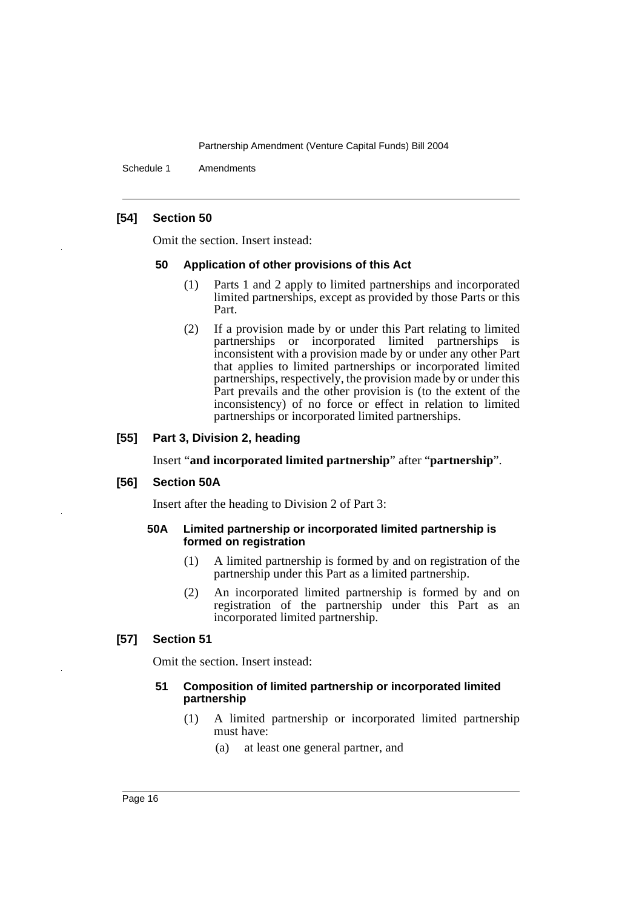### [54] Section 50

Omit the section. Insert instead:

#### 50 Application of other provisions of this Act

(1) Parts 1 and 2 apply to limited partnerships and incorporated limited partnerships, except as provided by those Parts or this Part.

(2) If a provision made by or under this Part relating to limited partnerships or incorporated limited partnerships is inconsistent with a provision made by or under any other Part that applies to limited partnerships or incorporated limited partnerships, respectively, the provision made by or under this Part prevails and the other provision is (to the extent of the inconsistency) of no force or effect in relation to limited partnerships or incorporated limited partnerships.

### [55] Part 3, Division 2, heading

Insert "**and incorporated limited partnership**" after "**partnership**".

### [56] Section 50A

Insert after the heading to Division 2 of Part 3:

#### 50A Limited partnership or incorporated limited partnership is formed on registration

(1) A limited partnership is formed by and on registration of the partnership under this Part as a limited partnership.

(2) An incorporated limited partnership is formed by and on registration of the partnership under this Part as an incorporated limited partnership.

### [57] Section 51

Omit the section. Insert instead:

#### 51 Composition of limited partnership or incorporated limited partnership

(1) A limited partnership or incorporated limited partnership must have:

(a) at least one general partner, and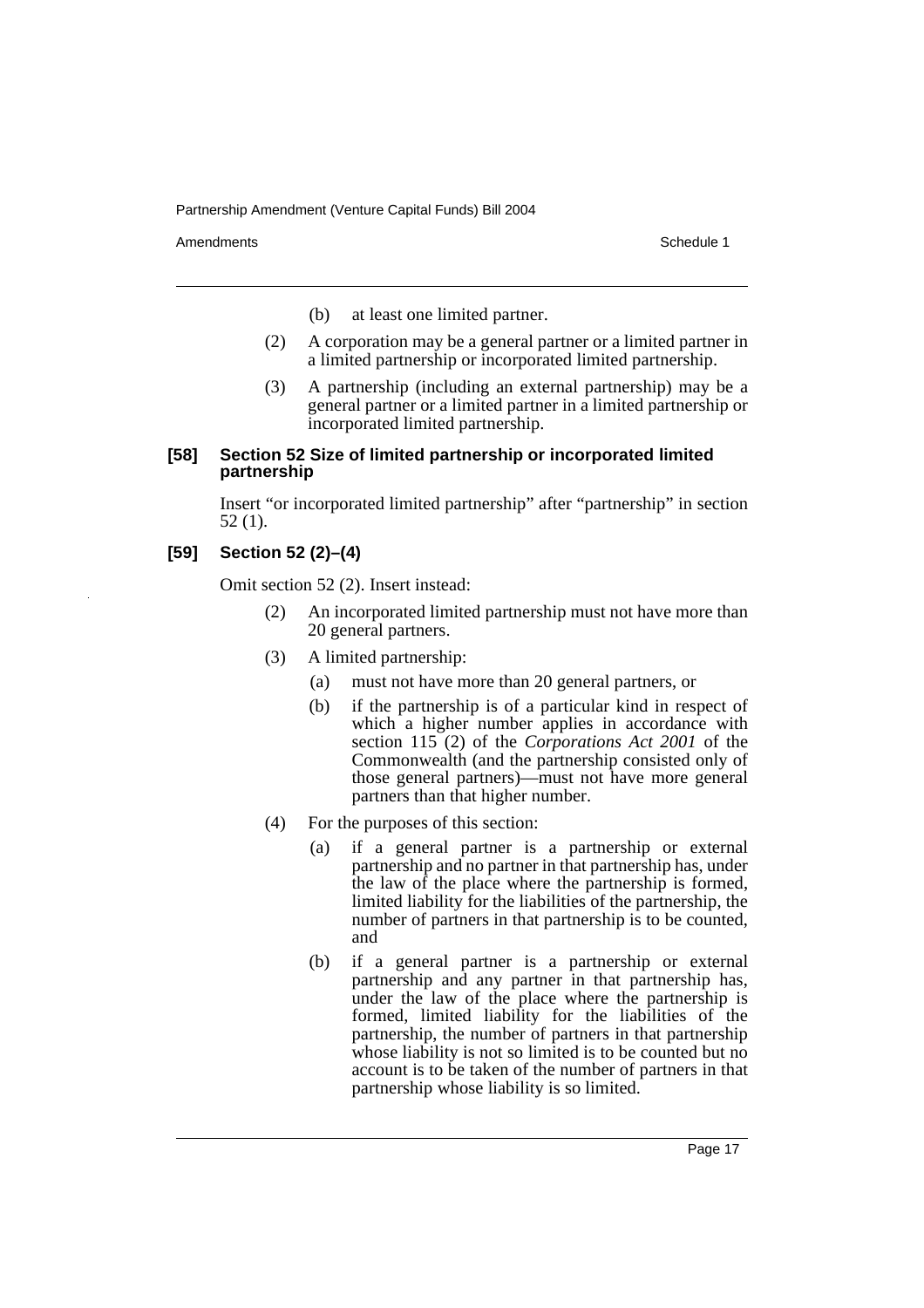(b) at least one limited partner.

(2) A corporation may be a general partner or a limited partner in a limited partnership or incorporated limited partnership.

(3) A partnership (including an external partnership) may be a general partner or a limited partner in a limited partnership or incorporated limited partnership.

#### [58] Section 52 Size of limited partnership or incorporated limited partnership

Insert "or incorporated limited partnership" after "partnership" in section 52 (1).

#### [59] Section 52 (2)–(4)

Omit section 52 (2). Insert instead:

(2) An incorporated limited partnership must not have more than 20 general partners.

(3) A limited partnership:

(a) must not have more than 20 general partners, or

(b) if the partnership is of a particular kind in respect of which a higher number applies in accordance with section 115 (2) of the *Corporations Act 2001* of the Commonwealth (and the partnership consisted only of those general partners)—must not have more general partners than that higher number.

(4) For the purposes of this section:

(a) if a general partner is a partnership or external partnership and no partner in that partnership has, under the law of the place where the partnership is formed, limited liability for the liabilities of the partnership, the number of partners in that partnership is to be counted, and

(b) if a general partner is a partnership or external partnership and any partner in that partnership has, under the law of the place where the partnership is formed, limited liability for the liabilities of the partnership, the number of partners in that partnership whose liability is not so limited is to be counted but no account is to be taken of the number of partners in that partnership whose liability is so limited.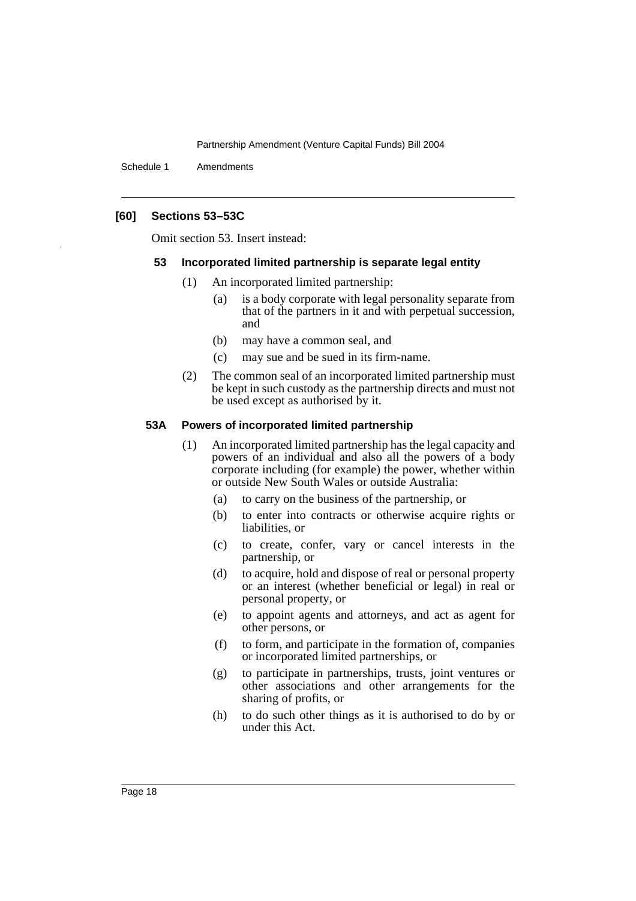### [60] Sections 53–53C

Omit section 53. Insert instead:

#### 53 Incorporated limited partnership is separate legal entity

(1) An incorporated limited partnership:

- (a) is a body corporate with legal personality separate from that of the partners in it and with perpetual succession, and
- (b) may have a common seal, and
- (c) may sue and be sued in its firm-name.

(2) The common seal of an incorporated limited partnership must be kept in such custody as the partnership directs and must not be used except as authorised by it.

#### 53A Powers of incorporated limited partnership

(1) An incorporated limited partnership has the legal capacity and powers of an individual and also all the powers of a body corporate including (for example) the power, whether within or outside New South Wales or outside Australia:

- (a) to carry on the business of the partnership, or
- (b) to enter into contracts or otherwise acquire rights or liabilities, or
- (c) to create, confer, vary or cancel interests in the partnership, or
- (d) to acquire, hold and dispose of real or personal property or an interest (whether beneficial or legal) in real or personal property, or
- (e) to appoint agents and attorneys, and act as agent for other persons, or
- (f) to form, and participate in the formation of, companies or incorporated limited partnerships, or
- (g) to participate in partnerships, trusts, joint ventures or other associations and other arrangements for the sharing of profits, or
- (h) to do such other things as it is authorised to do by or under this Act.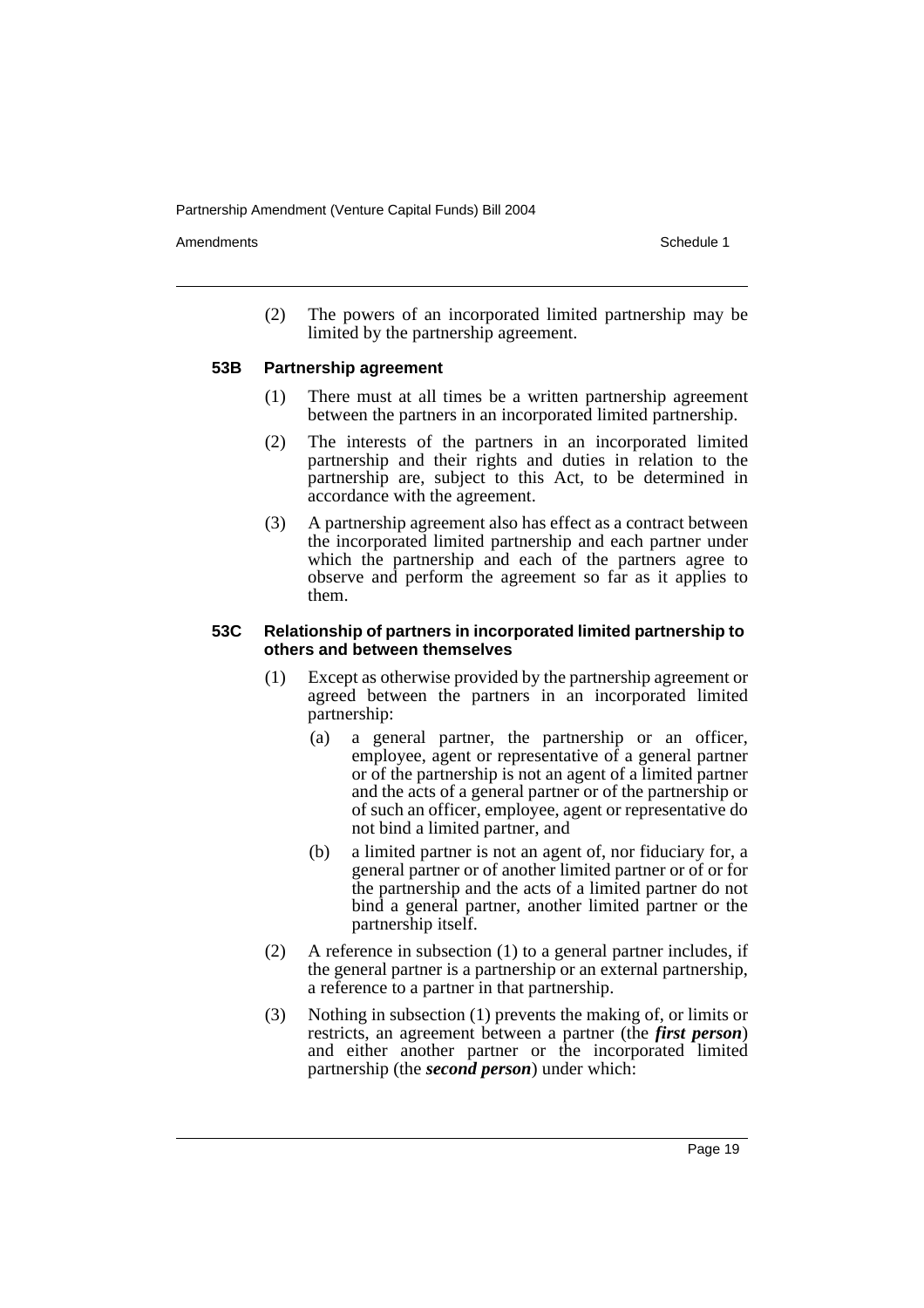(2) The powers of an incorporated limited partnership may be limited by the partnership agreement.

### 53B Partnership agreement

(1) There must at all times be a written partnership agreement between the partners in an incorporated limited partnership.

(2) The interests of the partners in an incorporated limited partnership and their rights and duties in relation to the partnership are, subject to this Act, to be determined in accordance with the agreement.

(3) A partnership agreement also has effect as a contract between the incorporated limited partnership and each partner under which the partnership and each of the partners agree to observe and perform the agreement so far as it applies to them.

### 53C Relationship of partners in incorporated limited partnership to others and between themselves

(1) Except as otherwise provided by the partnership agreement or agreed between the partners in an incorporated limited partnership:

- (a) a general partner, the partnership or an officer, employee, agent or representative of a general partner or of the partnership is not an agent of a limited partner and the acts of a general partner or of the partnership or of such an officer, employee, agent or representative do not bind a limited partner, and
- (b) a limited partner is not an agent of, nor fiduciary for, a general partner or of another limited partner or of or for the partnership and the acts of a limited partner do not bind a general partner, another limited partner or the partnership itself.

(2) A reference in subsection (1) to a general partner includes, if the general partner is a partnership or an external partnership, a reference to a partner in that partnership.

(3) Nothing in subsection (1) prevents the making of, or limits or restricts, an agreement between a partner (the ***first person***) and either another partner or the incorporated limited partnership (the ***second person***) under which: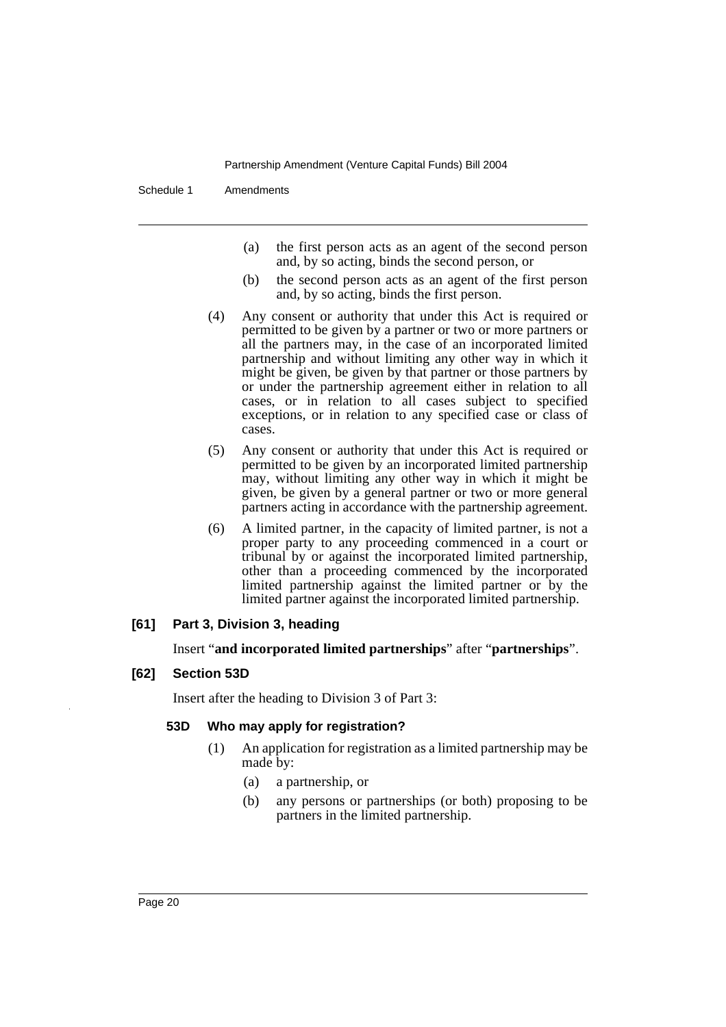(a) the first person acts as an agent of the second person and, by so acting, binds the second person, or

(b) the second person acts as an agent of the first person and, by so acting, binds the first person.

(4) Any consent or authority that under this Act is required or permitted to be given by a partner or two or more partners or all the partners may, in the case of an incorporated limited partnership and without limiting any other way in which it might be given, be given by that partner or those partners by or under the partnership agreement either in relation to all cases, or in relation to all cases subject to specified exceptions, or in relation to any specified case or class of cases.

(5) Any consent or authority that under this Act is required or permitted to be given by an incorporated limited partnership may, without limiting any other way in which it might be given, be given by a general partner or two or more general partners acting in accordance with the partnership agreement.

(6) A limited partner, in the capacity of limited partner, is not a proper party to any proceeding commenced in a court or tribunal by or against the incorporated limited partnership, other than a proceeding commenced by the incorporated limited partnership against the limited partner or by the limited partner against the incorporated limited partnership.

**[61] Part 3, Division 3, heading**

Insert "**and incorporated limited partnerships**" after "**partnerships**".

**[62] Section 53D**

Insert after the heading to Division 3 of Part 3:

**53D Who may apply for registration?**

(1) An application for registration as a limited partnership may be made by:

(a) a partnership, or

(b) any persons or partnerships (or both) proposing to be partners in the limited partnership.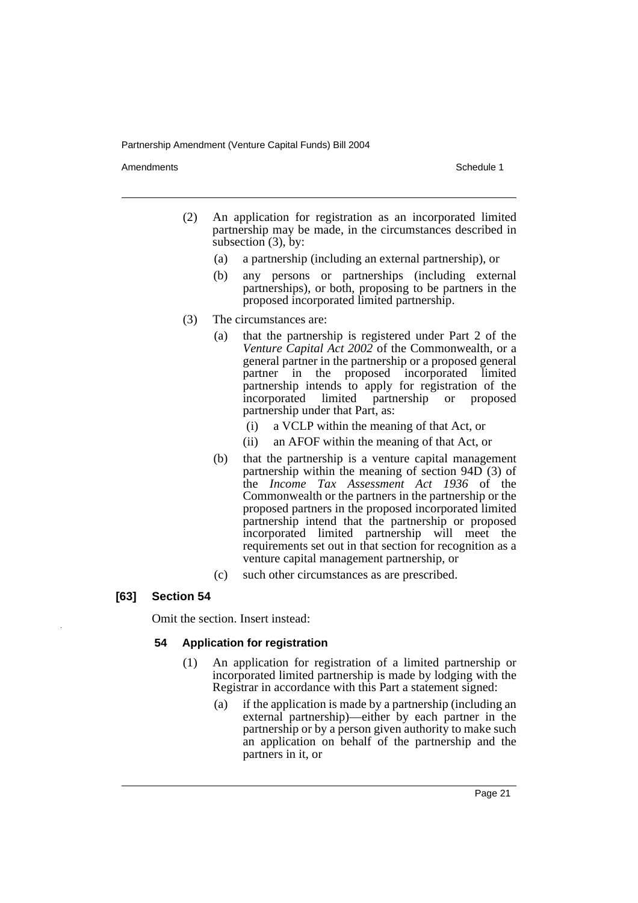(2) An application for registration as an incorporated limited partnership may be made, in the circumstances described in subsection (3), by:

(a) a partnership (including an external partnership), or

(b) any persons or partnerships (including external partnerships), or both, proposing to be partners in the proposed incorporated limited partnership.

(3) The circumstances are:

(a) that the partnership is registered under Part 2 of the *Venture Capital Act 2002* of the Commonwealth, or a general partner in the partnership or a proposed general partner in the proposed incorporated limited partnership intends to apply for registration of the incorporated limited partnership or proposed partnership under that Part, as:

(i) a VCLP within the meaning of that Act, or

(ii) an AFOF within the meaning of that Act, or

(b) that the partnership is a venture capital management partnership within the meaning of section 94D (3) of the *Income Tax Assessment Act 1936* of the Commonwealth or the partners in the partnership or the proposed partners in the proposed incorporated limited partnership intend that the partnership or proposed incorporated limited partnership will meet the requirements set out in that section for recognition as a venture capital management partnership, or

(c) such other circumstances as are prescribed.

### [63] Section 54

Omit the section. Insert instead:

#### 54 Application for registration

(1) An application for registration of a limited partnership or incorporated limited partnership is made by lodging with the Registrar in accordance with this Part a statement signed:

(a) if the application is made by a partnership (including an external partnership)—either by each partner in the partnership or by a person given authority to make such an application on behalf of the partnership and the partners in it, or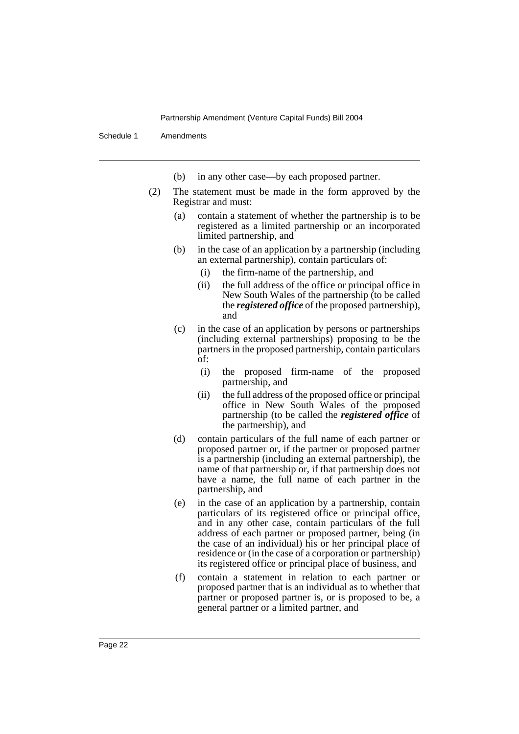(b) in any other case—by each proposed partner.

(2) The statement must be made in the form approved by the Registrar and must:

(a) contain a statement of whether the partnership is to be registered as a limited partnership or an incorporated limited partnership, and

(b) in the case of an application by a partnership (including an external partnership), contain particulars of:

(i) the firm-name of the partnership, and

(ii) the full address of the office or principal office in New South Wales of the partnership (to be called the ***registered office*** of the proposed partnership), and

(c) in the case of an application by persons or partnerships (including external partnerships) proposing to be the partners in the proposed partnership, contain particulars of:

(i) the proposed firm-name of the proposed partnership, and

(ii) the full address of the proposed office or principal office in New South Wales of the proposed partnership (to be called the ***registered office*** of the partnership), and

(d) contain particulars of the full name of each partner or proposed partner or, if the partner or proposed partner is a partnership (including an external partnership), the name of that partnership or, if that partnership does not have a name, the full name of each partner in the partnership, and

(e) in the case of an application by a partnership, contain particulars of its registered office or principal office, and in any other case, contain particulars of the full address of each partner or proposed partner, being (in the case of an individual) his or her principal place of residence or (in the case of a corporation or partnership) its registered office or principal place of business, and

(f) contain a statement in relation to each partner or proposed partner that is an individual as to whether that partner or proposed partner is, or is proposed to be, a general partner or a limited partner, and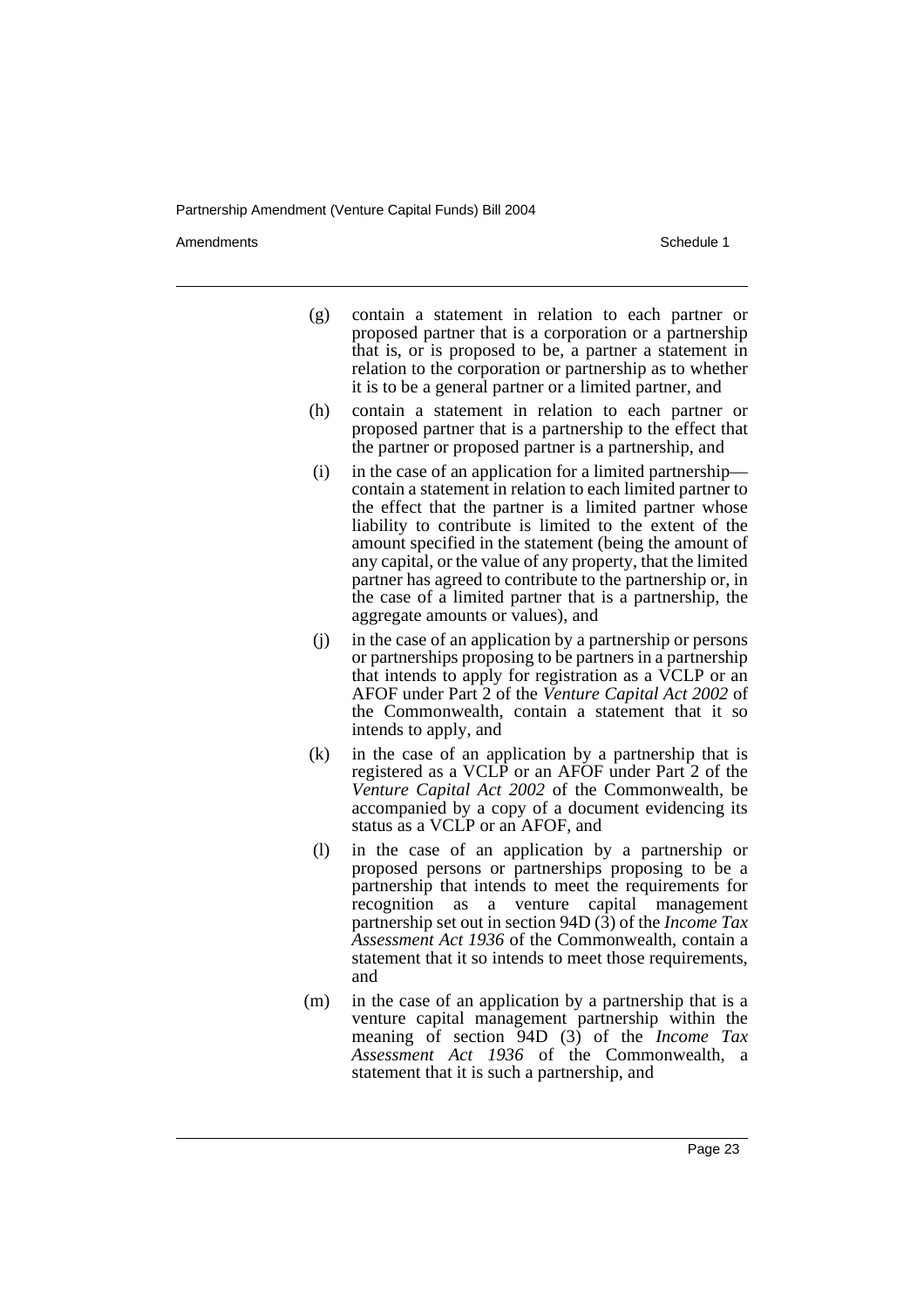(g) contain a statement in relation to each partner or proposed partner that is a corporation or a partnership that is, or is proposed to be, a partner a statement in relation to the corporation or partnership as to whether it is to be a general partner or a limited partner, and

(h) contain a statement in relation to each partner or proposed partner that is a partnership to the effect that the partner or proposed partner is a partnership, and

(i) in the case of an application for a limited partnership—contain a statement in relation to each limited partner to the effect that the partner is a limited partner whose liability to contribute is limited to the extent of the amount specified in the statement (being the amount of any capital, or the value of any property, that the limited partner has agreed to contribute to the partnership or, in the case of a limited partner that is a partnership, the aggregate amounts or values), and

(j) in the case of an application by a partnership or persons or partnerships proposing to be partners in a partnership that intends to apply for registration as a VCLP or an AFOF under Part 2 of the *Venture Capital Act 2002* of the Commonwealth, contain a statement that it so intends to apply, and

(k) in the case of an application by a partnership that is registered as a VCLP or an AFOF under Part 2 of the *Venture Capital Act 2002* of the Commonwealth, be accompanied by a copy of a document evidencing its status as a VCLP or an AFOF, and

(l) in the case of an application by a partnership or proposed persons or partnerships proposing to be a partnership that intends to meet the requirements for recognition as a venture capital management partnership set out in section 94D (3) of the *Income Tax Assessment Act 1936* of the Commonwealth, contain a statement that it so intends to meet those requirements, and

(m) in the case of an application by a partnership that is a venture capital management partnership within the meaning of section 94D (3) of the *Income Tax Assessment Act 1936* of the Commonwealth, a statement that it is such a partnership, and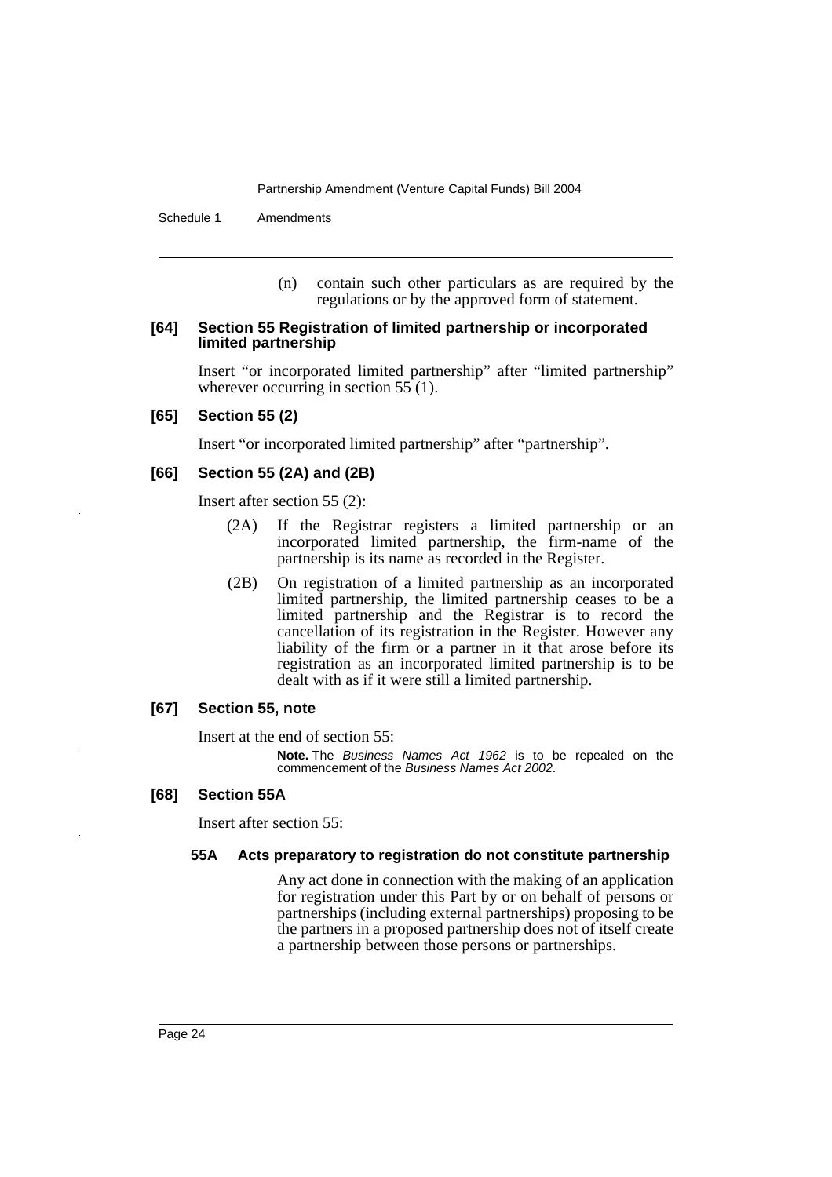(n) contain such other particulars as are required by the regulations or by the approved form of statement.

**[64] Section 55 Registration of limited partnership or incorporated limited partnership**

Insert "or incorporated limited partnership" after "limited partnership" wherever occurring in section 55 (1).

**[65] Section 55 (2)**

Insert "or incorporated limited partnership" after "partnership".

**[66] Section 55 (2A) and (2B)**

Insert after section 55 (2):

(2A) If the Registrar registers a limited partnership or an incorporated limited partnership, the firm-name of the partnership is its name as recorded in the Register.

(2B) On registration of a limited partnership as an incorporated limited partnership, the limited partnership ceases to be a limited partnership and the Registrar is to record the cancellation of its registration in the Register. However any liability of the firm or a partner in it that arose before its registration as an incorporated limited partnership is to be dealt with as if it were still a limited partnership.

**[67] Section 55, note**

Insert at the end of section 55:

**Note.** The *Business Names Act 1962* is to be repealed on the commencement of the *Business Names Act 2002*.

**[68] Section 55A**

Insert after section 55:

**55A Acts preparatory to registration do not constitute partnership**

Any act done in connection with the making of an application for registration under this Part by or on behalf of persons or partnerships (including external partnerships) proposing to be the partners in a proposed partnership does not of itself create a partnership between those persons or partnerships.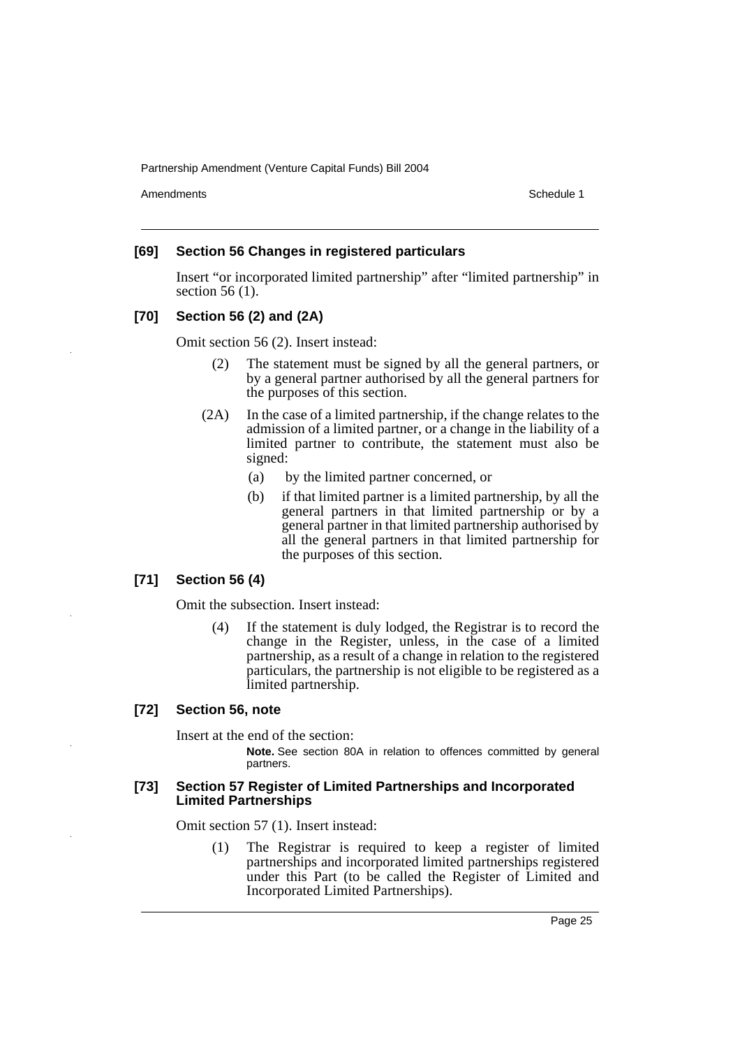#### [69] Section 56 Changes in registered particulars

Insert "or incorporated limited partnership" after "limited partnership" in section 56 (1).

#### [70] Section 56 (2) and (2A)

Omit section 56 (2). Insert instead:

> (2) The statement must be signed by all the general partners, or by a general partner authorised by all the general partners for the purposes of this section.
>
> (2A) In the case of a limited partnership, if the change relates to the admission of a limited partner, or a change in the liability of a limited partner to contribute, the statement must also be signed:
>
> (a) by the limited partner concerned, or
>
> (b) if that limited partner is a limited partnership, by all the general partners in that limited partnership or by a general partner in that limited partnership authorised by all the general partners in that limited partnership for the purposes of this section.

#### [71] Section 56 (4)

Omit the subsection. Insert instead:

> (4) If the statement is duly lodged, the Registrar is to record the change in the Register, unless, in the case of a limited partnership, as a result of a change in relation to the registered particulars, the partnership is not eligible to be registered as a limited partnership.

#### [72] Section 56, note

Insert at the end of the section:

> **Note.** See section 80A in relation to offences committed by general partners.

#### [73] Section 57 Register of Limited Partnerships and Incorporated Limited Partnerships

Omit section 57 (1). Insert instead:

> (1) The Registrar is required to keep a register of limited partnerships and incorporated limited partnerships registered under this Part (to be called the Register of Limited and Incorporated Limited Partnerships).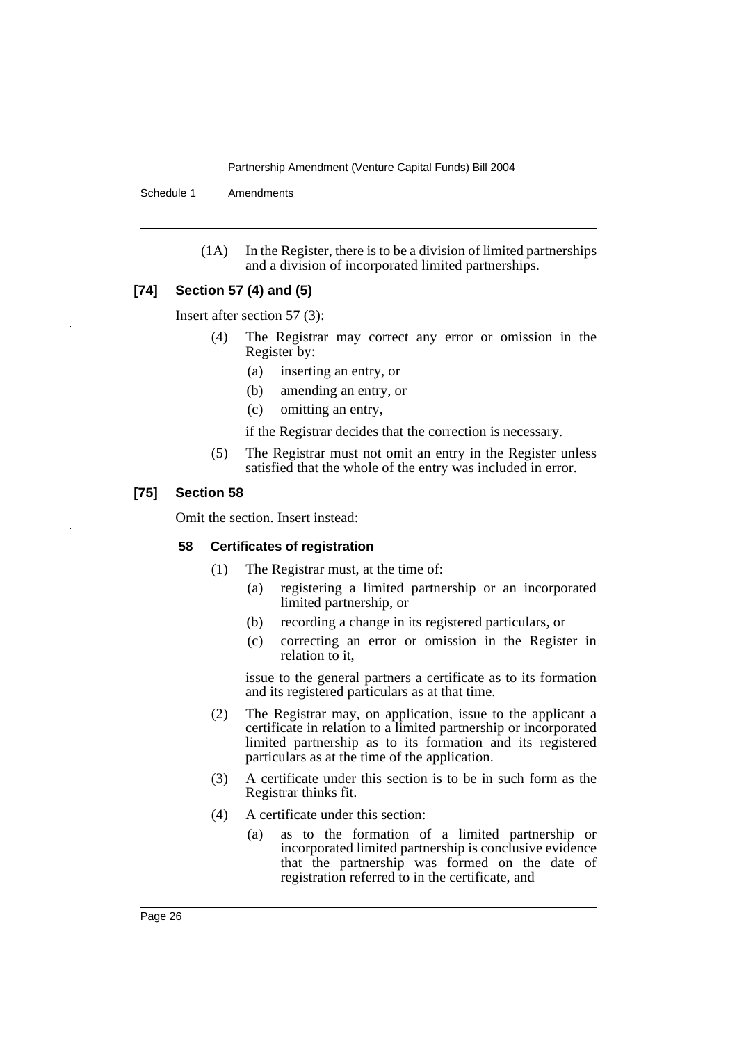(1A) In the Register, there is to be a division of limited partnerships and a division of incorporated limited partnerships.

### [74] Section 57 (4) and (5)

Insert after section 57 (3):

(4) The Registrar may correct any error or omission in the Register by:

- (a) inserting an entry, or
- (b) amending an entry, or
- (c) omitting an entry,

if the Registrar decides that the correction is necessary.

(5) The Registrar must not omit an entry in the Register unless satisfied that the whole of the entry was included in error.

### [75] Section 58

Omit the section. Insert instead:

#### 58 Certificates of registration

(1) The Registrar must, at the time of:

- (a) registering a limited partnership or an incorporated limited partnership, or
- (b) recording a change in its registered particulars, or
- (c) correcting an error or omission in the Register in relation to it,

issue to the general partners a certificate as to its formation and its registered particulars as at that time.

(2) The Registrar may, on application, issue to the applicant a certificate in relation to a limited partnership or incorporated limited partnership as to its formation and its registered particulars as at the time of the application.

(3) A certificate under this section is to be in such form as the Registrar thinks fit.

(4) A certificate under this section:

- (a) as to the formation of a limited partnership or incorporated limited partnership is conclusive evidence that the partnership was formed on the date of registration referred to in the certificate, and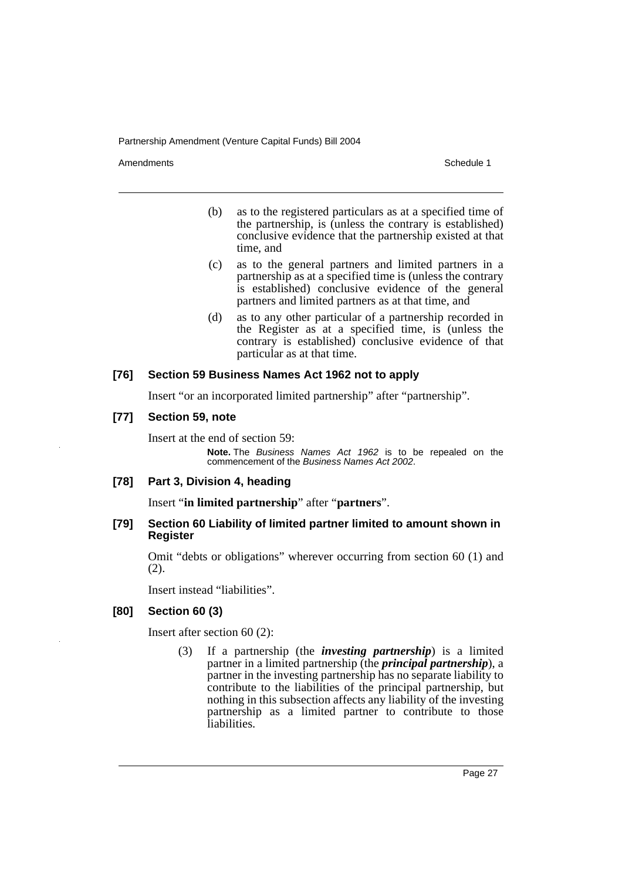(b) as to the registered particulars as at a specified time of the partnership, is (unless the contrary is established) conclusive evidence that the partnership existed at that time, and

(c) as to the general partners and limited partners in a partnership as at a specified time is (unless the contrary is established) conclusive evidence of the general partners and limited partners as at that time, and

(d) as to any other particular of a partnership recorded in the Register as at a specified time, is (unless the contrary is established) conclusive evidence of that particular as at that time.

### [76] Section 59 Business Names Act 1962 not to apply

Insert "or an incorporated limited partnership" after "partnership".

### [77] Section 59, note

Insert at the end of section 59:

**Note.** The *Business Names Act 1962* is to be repealed on the commencement of the *Business Names Act 2002*.

### [78] Part 3, Division 4, heading

Insert "**in limited partnership**" after "**partners**".

### [79] Section 60 Liability of limited partner limited to amount shown in Register

Omit "debts or obligations" wherever occurring from section 60 (1) and (2).

Insert instead "liabilities".

### [80] Section 60 (3)

Insert after section 60 (2):

(3) If a partnership (the ***investing partnership***) is a limited partner in a limited partnership (the ***principal partnership***), a partner in the investing partnership has no separate liability to contribute to the liabilities of the principal partnership, but nothing in this subsection affects any liability of the investing partnership as a limited partner to contribute to those liabilities.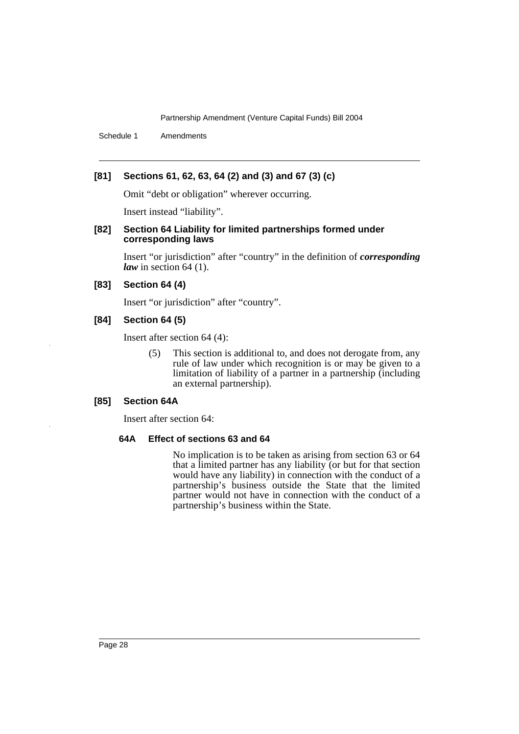### [81] Sections 61, 62, 63, 64 (2) and (3) and 67 (3) (c)

Omit "debt or obligation" wherever occurring.

Insert instead "liability".

### [82] Section 64 Liability for limited partnerships formed under corresponding laws

Insert "or jurisdiction" after "country" in the definition of ***corresponding law*** in section 64 (1).

### [83] Section 64 (4)

Insert "or jurisdiction" after "country".

### [84] Section 64 (5)

Insert after section 64 (4):

> (5) This section is additional to, and does not derogate from, any rule of law under which recognition is or may be given to a limitation of liability of a partner in a partnership (including an external partnership).

### [85] Section 64A

Insert after section 64:

> **64A Effect of sections 63 and 64**
>
> No implication is to be taken as arising from section 63 or 64 that a limited partner has any liability (or but for that section would have any liability) in connection with the conduct of a partnership's business outside the State that the limited partner would not have in connection with the conduct of a partnership's business within the State.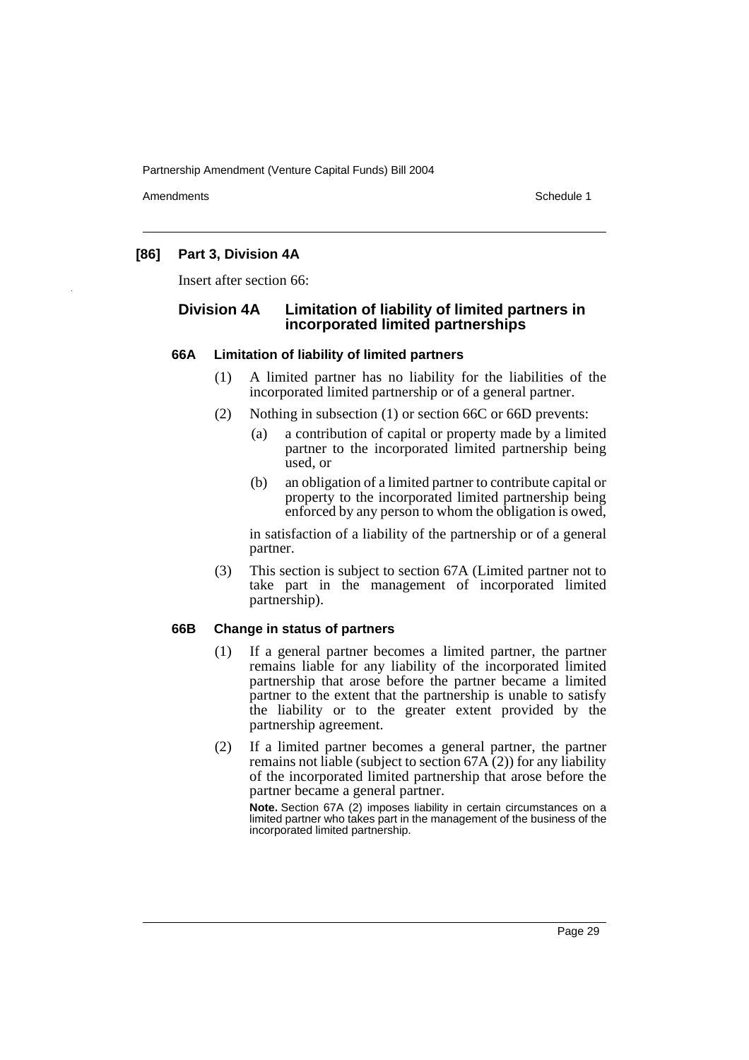**[86] Part 3, Division 4A**

Insert after section 66:

## Division 4A Limitation of liability of limited partners in incorporated limited partnerships

### 66A Limitation of liability of limited partners

(1) A limited partner has no liability for the liabilities of the incorporated limited partnership or of a general partner.

(2) Nothing in subsection (1) or section 66C or 66D prevents:

- (a) a contribution of capital or property made by a limited partner to the incorporated limited partnership being used, or
- (b) an obligation of a limited partner to contribute capital or property to the incorporated limited partnership being enforced by any person to whom the obligation is owed,

in satisfaction of a liability of the partnership or of a general partner.

(3) This section is subject to section 67A (Limited partner not to take part in the management of incorporated limited partnership).

### 66B Change in status of partners

(1) If a general partner becomes a limited partner, the partner remains liable for any liability of the incorporated limited partnership that arose before the partner became a limited partner to the extent that the partnership is unable to satisfy the liability or to the greater extent provided by the partnership agreement.

(2) If a limited partner becomes a general partner, the partner remains not liable (subject to section 67A (2)) for any liability of the incorporated limited partnership that arose before the partner became a general partner.

**Note.** Section 67A (2) imposes liability in certain circumstances on a limited partner who takes part in the management of the business of the incorporated limited partnership.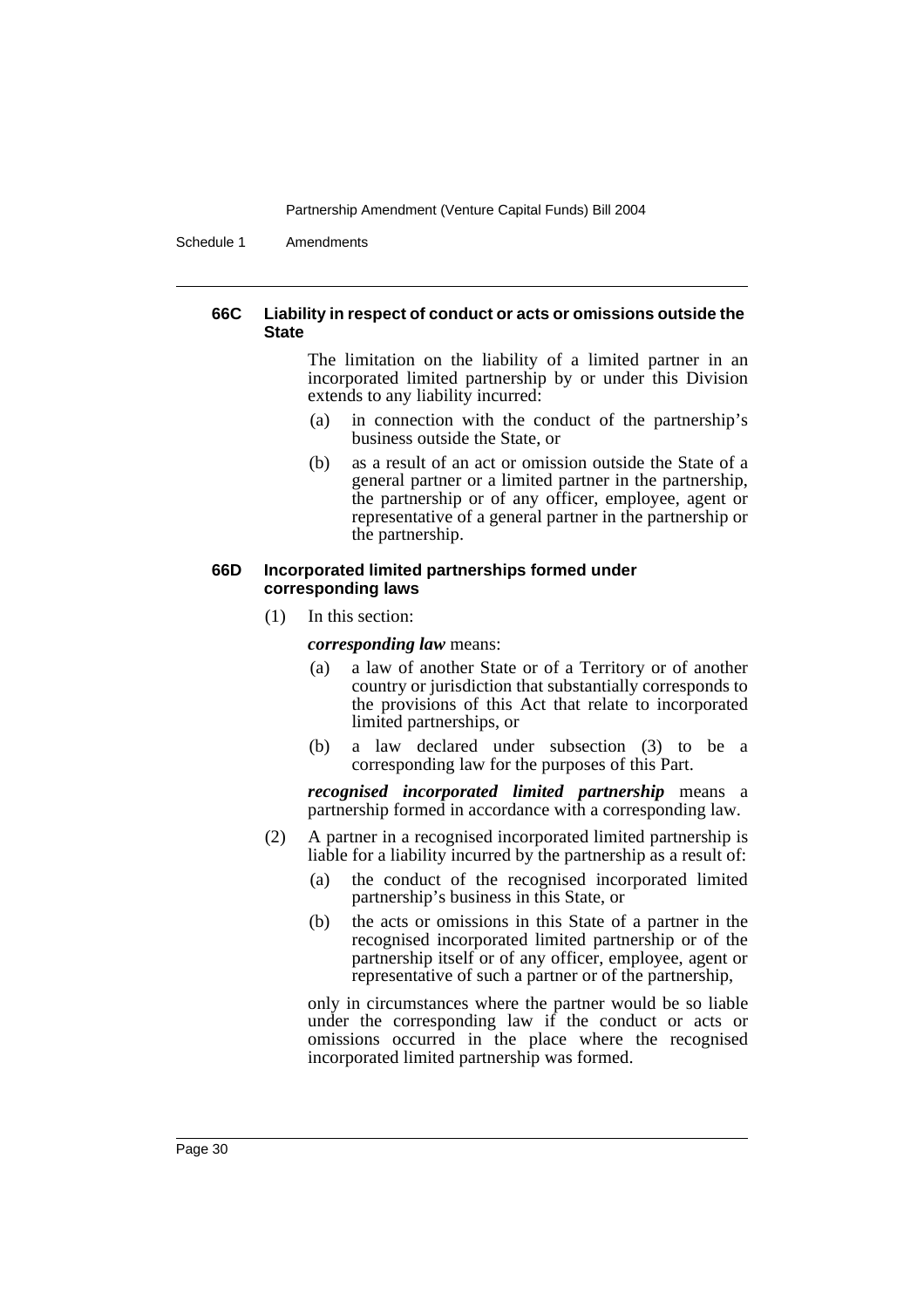#### 66C Liability in respect of conduct or acts or omissions outside the State

The limitation on the liability of a limited partner in an incorporated limited partnership by or under this Division extends to any liability incurred:

(a) in connection with the conduct of the partnership's business outside the State, or

(b) as a result of an act or omission outside the State of a general partner or a limited partner in the partnership, the partnership or of any officer, employee, agent or representative of a general partner in the partnership or the partnership.

#### 66D Incorporated limited partnerships formed under corresponding laws

(1) In this section:

***corresponding law*** means:

(a) a law of another State or of a Territory or of another country or jurisdiction that substantially corresponds to the provisions of this Act that relate to incorporated limited partnerships, or

(b) a law declared under subsection (3) to be a corresponding law for the purposes of this Part.

***recognised incorporated limited partnership*** means a partnership formed in accordance with a corresponding law.

(2) A partner in a recognised incorporated limited partnership is liable for a liability incurred by the partnership as a result of:

(a) the conduct of the recognised incorporated limited partnership's business in this State, or

(b) the acts or omissions in this State of a partner in the recognised incorporated limited partnership or of the partnership itself or of any officer, employee, agent or representative of such a partner or of the partnership,

only in circumstances where the partner would be so liable under the corresponding law if the conduct or acts or omissions occurred in the place where the recognised incorporated limited partnership was formed.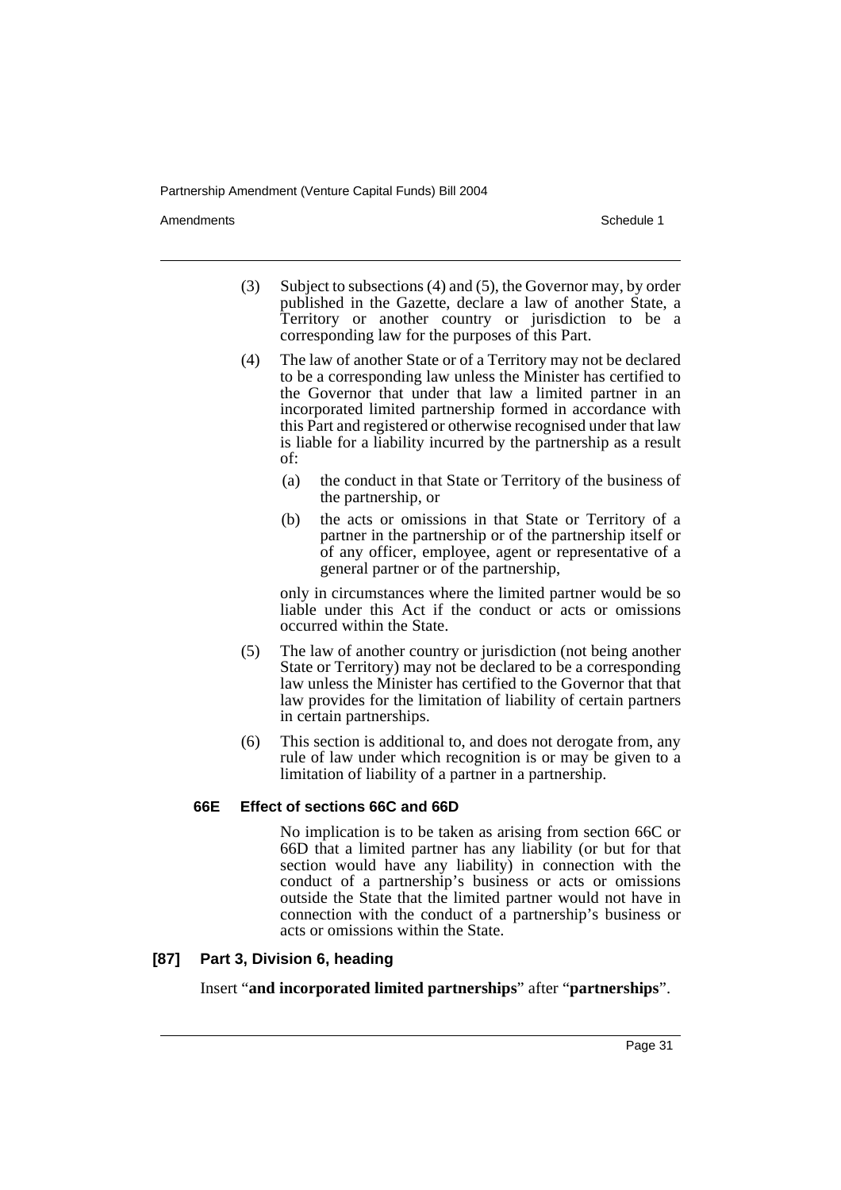(3) Subject to subsections (4) and (5), the Governor may, by order published in the Gazette, declare a law of another State, a Territory or another country or jurisdiction to be a corresponding law for the purposes of this Part.

(4) The law of another State or of a Territory may not be declared to be a corresponding law unless the Minister has certified to the Governor that under that law a limited partner in an incorporated limited partnership formed in accordance with this Part and registered or otherwise recognised under that law is liable for a liability incurred by the partnership as a result of:

- (a) the conduct in that State or Territory of the business of the partnership, or
- (b) the acts or omissions in that State or Territory of a partner in the partnership or of the partnership itself or of any officer, employee, agent or representative of a general partner or of the partnership,

only in circumstances where the limited partner would be so liable under this Act if the conduct or acts or omissions occurred within the State.

(5) The law of another country or jurisdiction (not being another State or Territory) may not be declared to be a corresponding law unless the Minister has certified to the Governor that that law provides for the limitation of liability of certain partners in certain partnerships.

(6) This section is additional to, and does not derogate from, any rule of law under which recognition is or may be given to a limitation of liability of a partner in a partnership.

#### 66E Effect of sections 66C and 66D

No implication is to be taken as arising from section 66C or 66D that a limited partner has any liability (or but for that section would have any liability) in connection with the conduct of a partnership's business or acts or omissions outside the State that the limited partner would not have in connection with the conduct of a partnership's business or acts or omissions within the State.

### [87] Part 3, Division 6, heading

Insert "**and incorporated limited partnerships**" after "**partnerships**".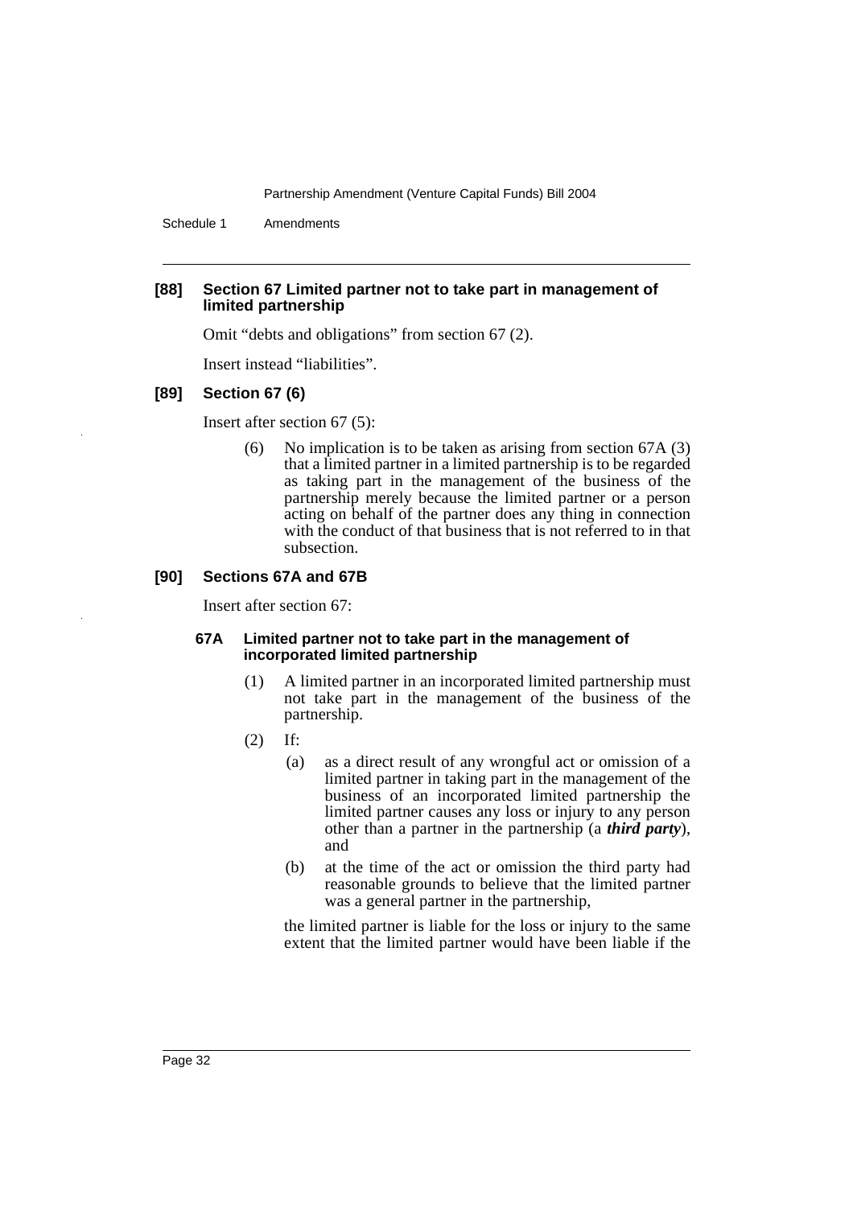**[88] Section 67 Limited partner not to take part in management of limited partnership**

Omit "debts and obligations" from section 67 (2).

Insert instead "liabilities".

**[89] Section 67 (6)**

Insert after section 67 (5):

> (6) No implication is to be taken as arising from section 67A (3) that a limited partner in a limited partnership is to be regarded as taking part in the management of the business of the partnership merely because the limited partner or a person acting on behalf of the partner does any thing in connection with the conduct of that business that is not referred to in that subsection.

**[90] Sections 67A and 67B**

Insert after section 67:

> **67A Limited partner not to take part in the management of incorporated limited partnership**
>
> (1) A limited partner in an incorporated limited partnership must not take part in the management of the business of the partnership.
>
> (2) If:
>
> (a) as a direct result of any wrongful act or omission of a limited partner in taking part in the management of the business of an incorporated limited partnership the limited partner causes any loss or injury to any person other than a partner in the partnership (a ***third party***), and
>
> (b) at the time of the act or omission the third party had reasonable grounds to believe that the limited partner was a general partner in the partnership,
>
> the limited partner is liable for the loss or injury to the same extent that the limited partner would have been liable if the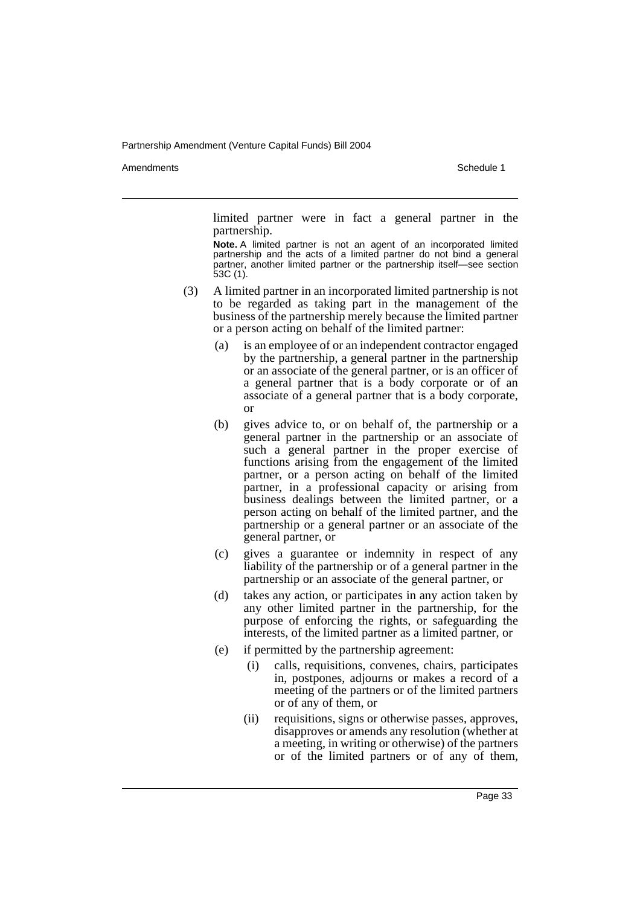limited partner were in fact a general partner in the partnership.

**Note.** A limited partner is not an agent of an incorporated limited partnership and the acts of a limited partner do not bind a general partner, another limited partner or the partnership itself—see section 53C (1).

(3) A limited partner in an incorporated limited partnership is not to be regarded as taking part in the management of the business of the partnership merely because the limited partner or a person acting on behalf of the limited partner:

(a) is an employee of or an independent contractor engaged by the partnership, a general partner in the partnership or an associate of the general partner, or is an officer of a general partner that is a body corporate or of an associate of a general partner that is a body corporate, or

(b) gives advice to, or on behalf of, the partnership or a general partner in the partnership or an associate of such a general partner in the proper exercise of functions arising from the engagement of the limited partner, or a person acting on behalf of the limited partner, in a professional capacity or arising from business dealings between the limited partner, or a person acting on behalf of the limited partner, and the partnership or a general partner or an associate of the general partner, or

(c) gives a guarantee or indemnity in respect of any liability of the partnership or of a general partner in the partnership or an associate of the general partner, or

(d) takes any action, or participates in any action taken by any other limited partner in the partnership, for the purpose of enforcing the rights, or safeguarding the interests, of the limited partner as a limited partner, or

(e) if permitted by the partnership agreement:

(i) calls, requisitions, convenes, chairs, participates in, postpones, adjourns or makes a record of a meeting of the partners or of the limited partners or of any of them, or

(ii) requisitions, signs or otherwise passes, approves, disapproves or amends any resolution (whether at a meeting, in writing or otherwise) of the partners or of the limited partners or of any of them,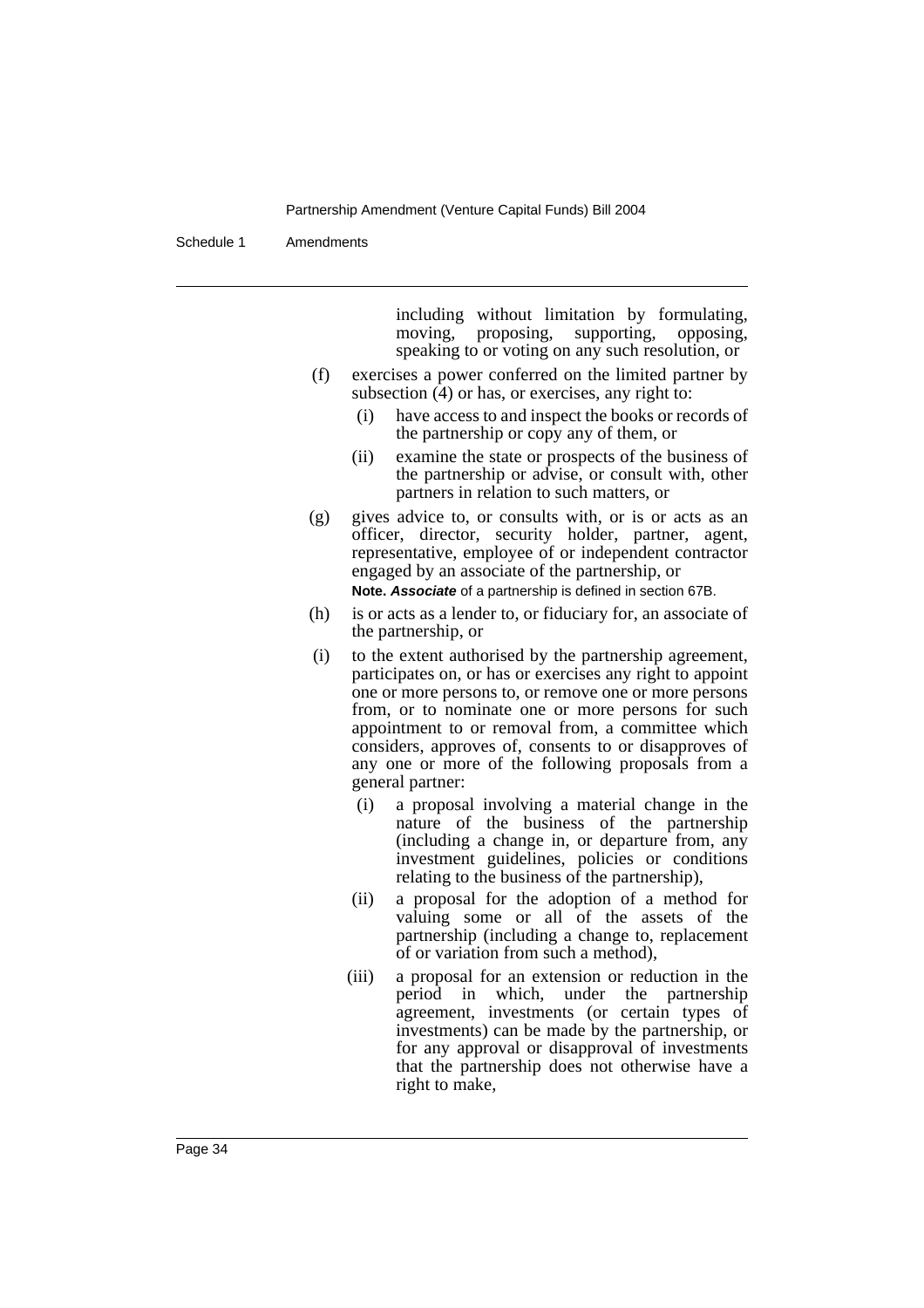including without limitation by formulating, moving, proposing, supporting, opposing, speaking to or voting on any such resolution, or

(f) exercises a power conferred on the limited partner by subsection (4) or has, or exercises, any right to:

  (i) have access to and inspect the books or records of the partnership or copy any of them, or

  (ii) examine the state or prospects of the business of the partnership or advise, or consult with, other partners in relation to such matters, or

(g) gives advice to, or consults with, or is or acts as an officer, director, security holder, partner, agent, representative, employee of or independent contractor engaged by an associate of the partnership, or

**Note.** ***Associate*** of a partnership is defined in section 67B.

(h) is or acts as a lender to, or fiduciary for, an associate of the partnership, or

(i) to the extent authorised by the partnership agreement, participates on, or has or exercises any right to appoint one or more persons to, or remove one or more persons from, or to nominate one or more persons for such appointment to or removal from, a committee which considers, approves of, consents to or disapproves of any one or more of the following proposals from a general partner:

  (i) a proposal involving a material change in the nature of the business of the partnership (including a change in, or departure from, any investment guidelines, policies or conditions relating to the business of the partnership),

  (ii) a proposal for the adoption of a method for valuing some or all of the assets of the partnership (including a change to, replacement of or variation from such a method),

  (iii) a proposal for an extension or reduction in the period in which, under the partnership agreement, investments (or certain types of investments) can be made by the partnership, or for any approval or disapproval of investments that the partnership does not otherwise have a right to make,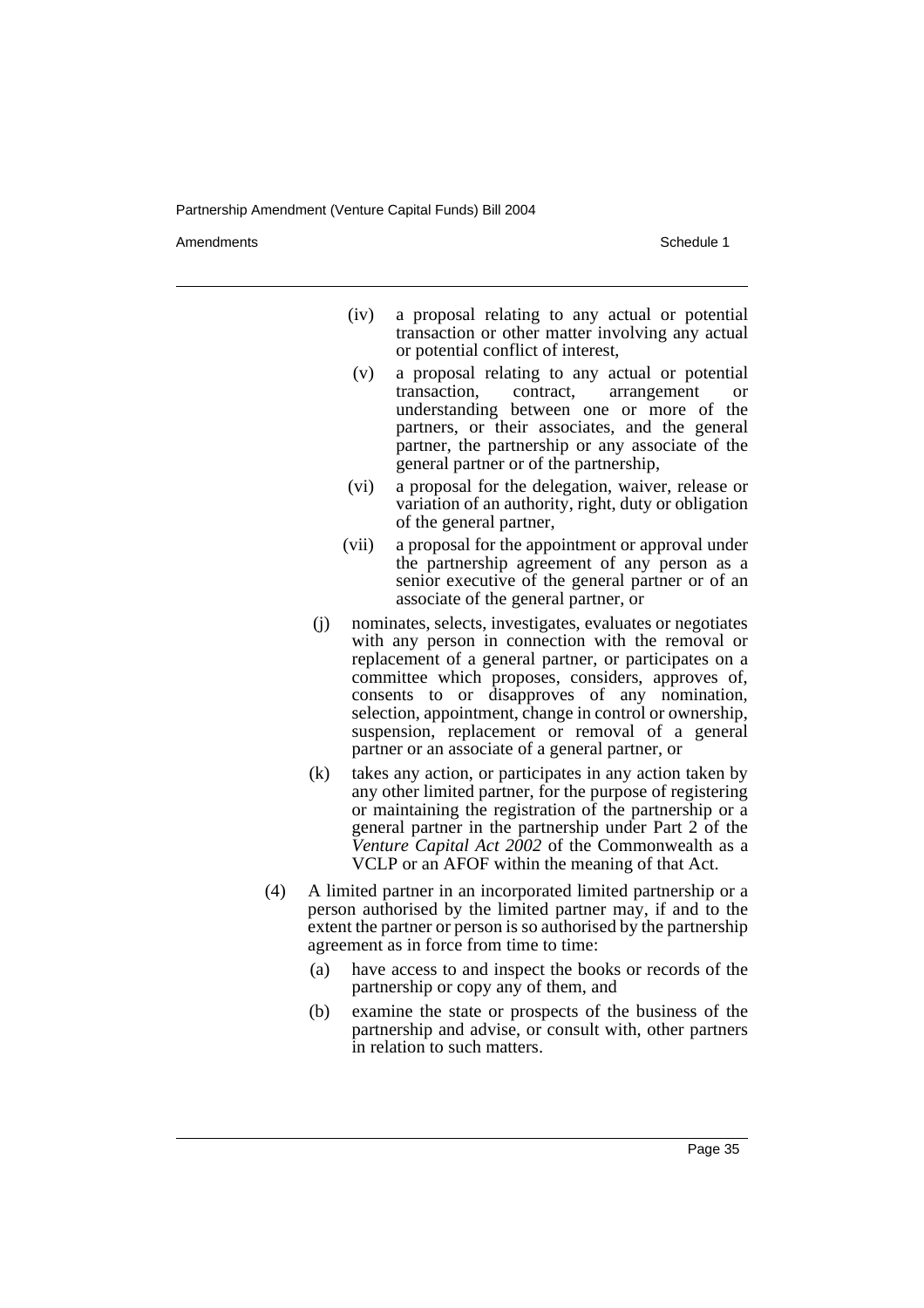(iv) a proposal relating to any actual or potential transaction or other matter involving any actual or potential conflict of interest,

(v) a proposal relating to any actual or potential transaction, contract, arrangement or understanding between one or more of the partners, or their associates, and the general partner, the partnership or any associate of the general partner or of the partnership,

(vi) a proposal for the delegation, waiver, release or variation of an authority, right, duty or obligation of the general partner,

(vii) a proposal for the appointment or approval under the partnership agreement of any person as a senior executive of the general partner or of an associate of the general partner, or

(j) nominates, selects, investigates, evaluates or negotiates with any person in connection with the removal or replacement of a general partner, or participates on a committee which proposes, considers, approves of, consents to or disapproves of any nomination, selection, appointment, change in control or ownership, suspension, replacement or removal of a general partner or an associate of a general partner, or

(k) takes any action, or participates in any action taken by any other limited partner, for the purpose of registering or maintaining the registration of the partnership or a general partner in the partnership under Part 2 of the *Venture Capital Act 2002* of the Commonwealth as a VCLP or an AFOF within the meaning of that Act.

(4) A limited partner in an incorporated limited partnership or a person authorised by the limited partner may, if and to the extent the partner or person is so authorised by the partnership agreement as in force from time to time:

(a) have access to and inspect the books or records of the partnership or copy any of them, and

(b) examine the state or prospects of the business of the partnership and advise, or consult with, other partners in relation to such matters.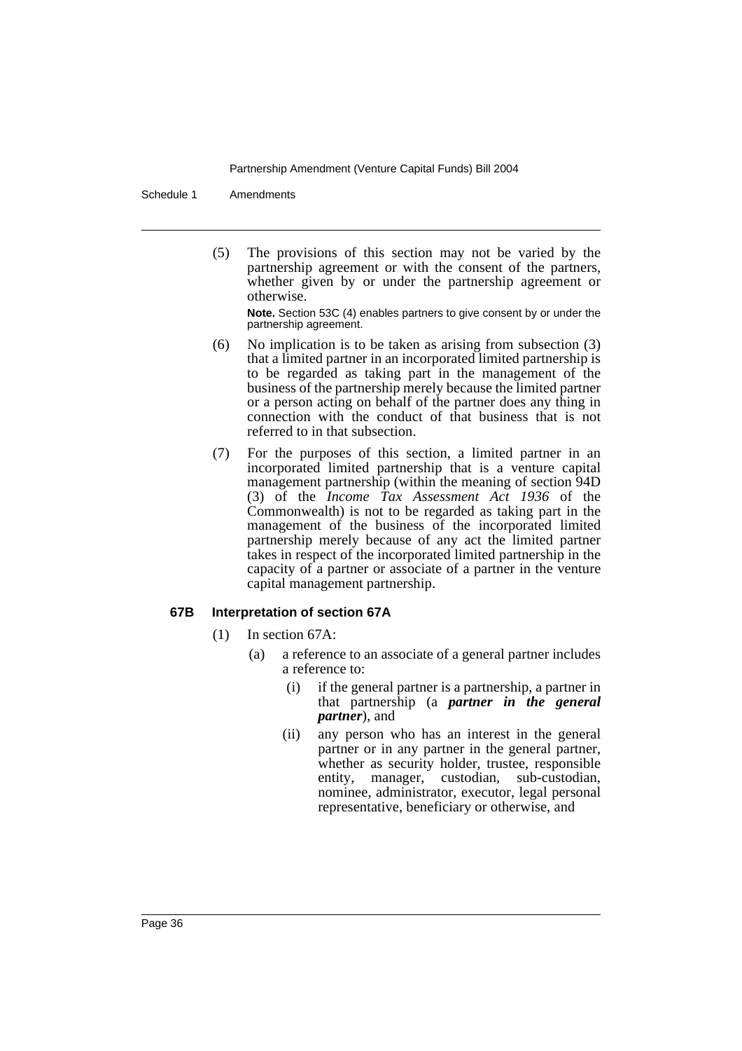(5) The provisions of this section may not be varied by the partnership agreement or with the consent of the partners, whether given by or under the partnership agreement or otherwise.

**Note.** Section 53C (4) enables partners to give consent by or under the partnership agreement.

(6) No implication is to be taken as arising from subsection (3) that a limited partner in an incorporated limited partnership is to be regarded as taking part in the management of the business of the partnership merely because the limited partner or a person acting on behalf of the partner does any thing in connection with the conduct of that business that is not referred to in that subsection.

(7) For the purposes of this section, a limited partner in an incorporated limited partnership that is a venture capital management partnership (within the meaning of section 94D (3) of the *Income Tax Assessment Act 1936* of the Commonwealth) is not to be regarded as taking part in the management of the business of the incorporated limited partnership merely because of any act the limited partner takes in respect of the incorporated limited partnership in the capacity of a partner or associate of a partner in the venture capital management partnership.

### 67B Interpretation of section 67A

(1) In section 67A:

(a) a reference to an associate of a general partner includes a reference to:

(i) if the general partner is a partnership, a partner in that partnership (a ***partner in the general partner***), and

(ii) any person who has an interest in the general partner or in any partner in the general partner, whether as security holder, trustee, responsible entity, manager, custodian, sub-custodian, nominee, administrator, executor, legal personal representative, beneficiary or otherwise, and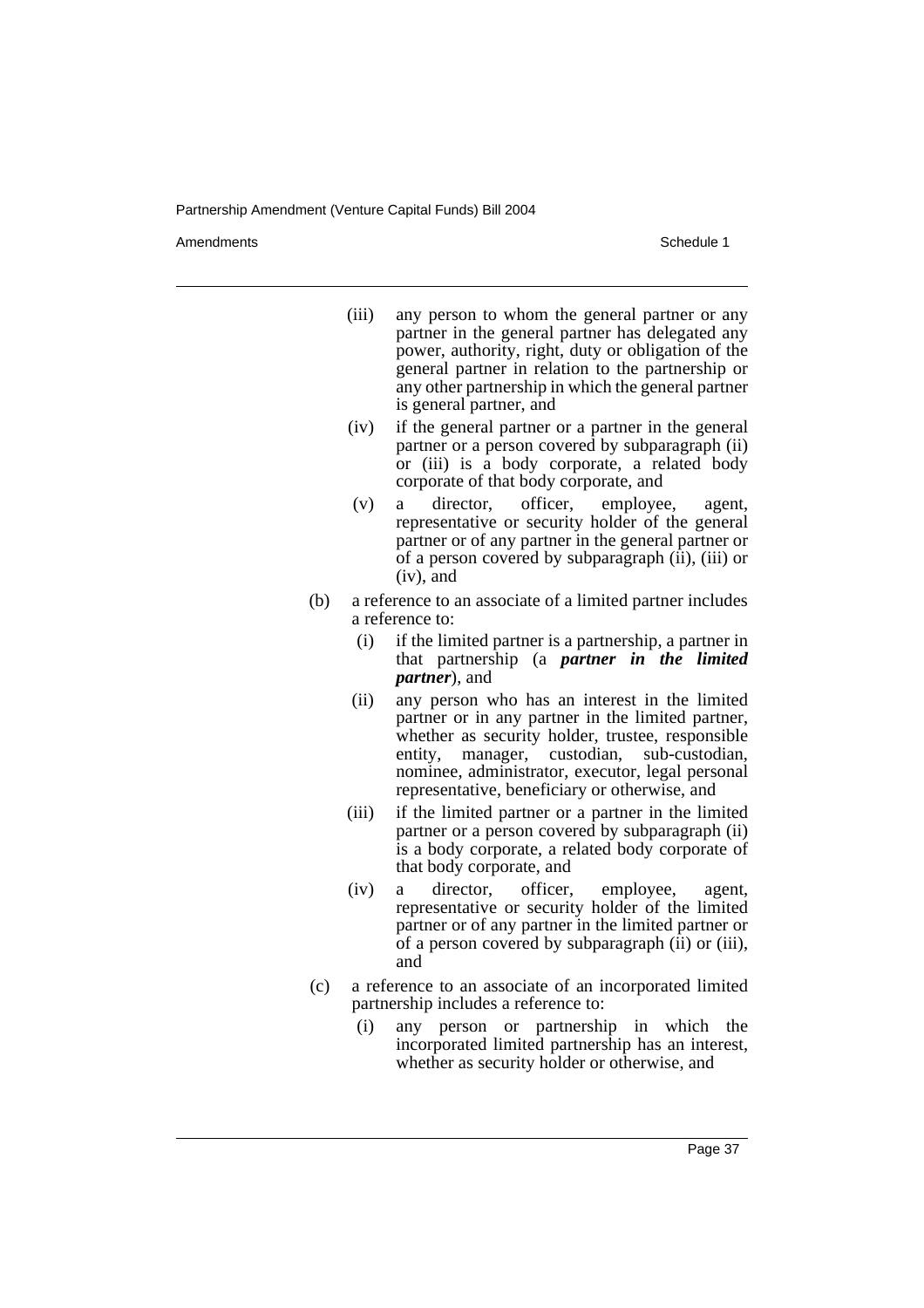- (iii) any person to whom the general partner or any partner in the general partner has delegated any power, authority, right, duty or obligation of the general partner in relation to the partnership or any other partnership in which the general partner is general partner, and
- (iv) if the general partner or a partner in the general partner or a person covered by subparagraph (ii) or (iii) is a body corporate, a related body corporate of that body corporate, and
- (v) a director, officer, employee, agent, representative or security holder of the general partner or of any partner in the general partner or of a person covered by subparagraph (ii), (iii) or (iv), and

(b) a reference to an associate of a limited partner includes a reference to:

- (i) if the limited partner is a partnership, a partner in that partnership (a ***partner in the limited partner***), and
- (ii) any person who has an interest in the limited partner or in any partner in the limited partner, whether as security holder, trustee, responsible entity, manager, custodian, sub-custodian, nominee, administrator, executor, legal personal representative, beneficiary or otherwise, and
- (iii) if the limited partner or a partner in the limited partner or a person covered by subparagraph (ii) is a body corporate, a related body corporate of that body corporate, and
- (iv) a director, officer, employee, agent, representative or security holder of the limited partner or of any partner in the limited partner or of a person covered by subparagraph (ii) or (iii), and

(c) a reference to an associate of an incorporated limited partnership includes a reference to:

- (i) any person or partnership in which the incorporated limited partnership has an interest, whether as security holder or otherwise, and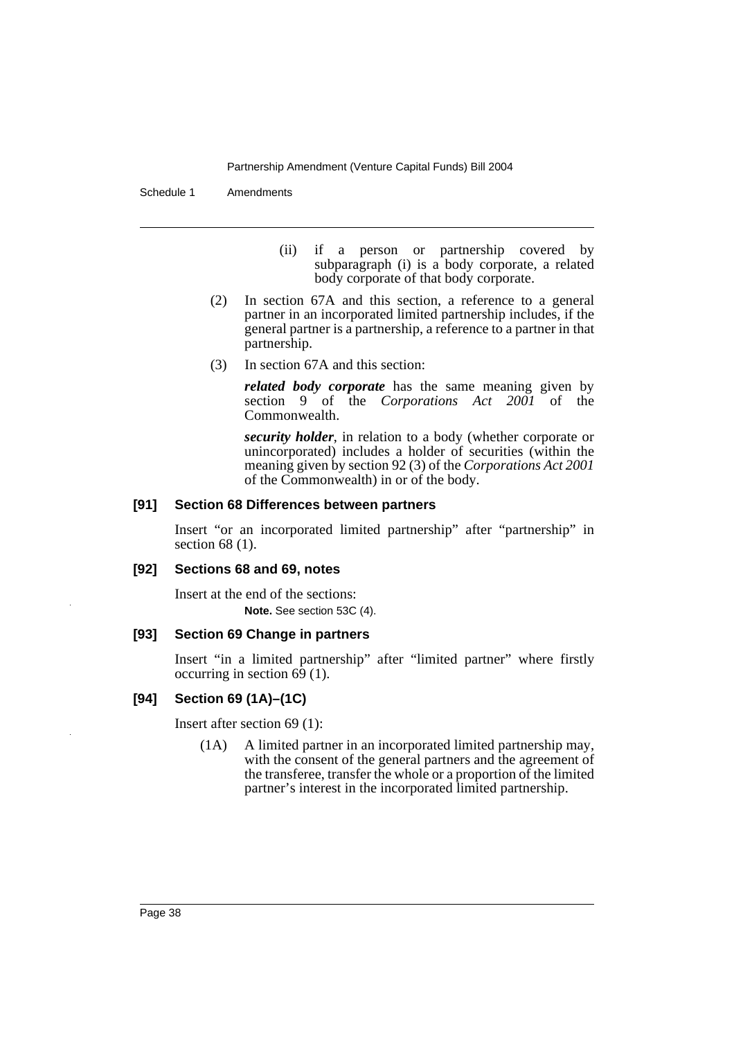(ii) if a person or partnership covered by subparagraph (i) is a body corporate, a related body corporate of that body corporate.

(2) In section 67A and this section, a reference to a general partner in an incorporated limited partnership includes, if the general partner is a partnership, a reference to a partner in that partnership.

(3) In section 67A and this section:

***related body corporate*** has the same meaning given by section 9 of the *Corporations Act 2001* of the Commonwealth.

***security holder***, in relation to a body (whether corporate or unincorporated) includes a holder of securities (within the meaning given by section 92 (3) of the *Corporations Act 2001* of the Commonwealth) in or of the body.

### [91] Section 68 Differences between partners

Insert "or an incorporated limited partnership" after "partnership" in section 68 (1).

### [92] Sections 68 and 69, notes

Insert at the end of the sections:

**Note.** See section 53C (4).

### [93] Section 69 Change in partners

Insert "in a limited partnership" after "limited partner" where firstly occurring in section 69 (1).

### [94] Section 69 (1A)–(1C)

Insert after section 69 (1):

(1A) A limited partner in an incorporated limited partnership may, with the consent of the general partners and the agreement of the transferee, transfer the whole or a proportion of the limited partner's interest in the incorporated limited partnership.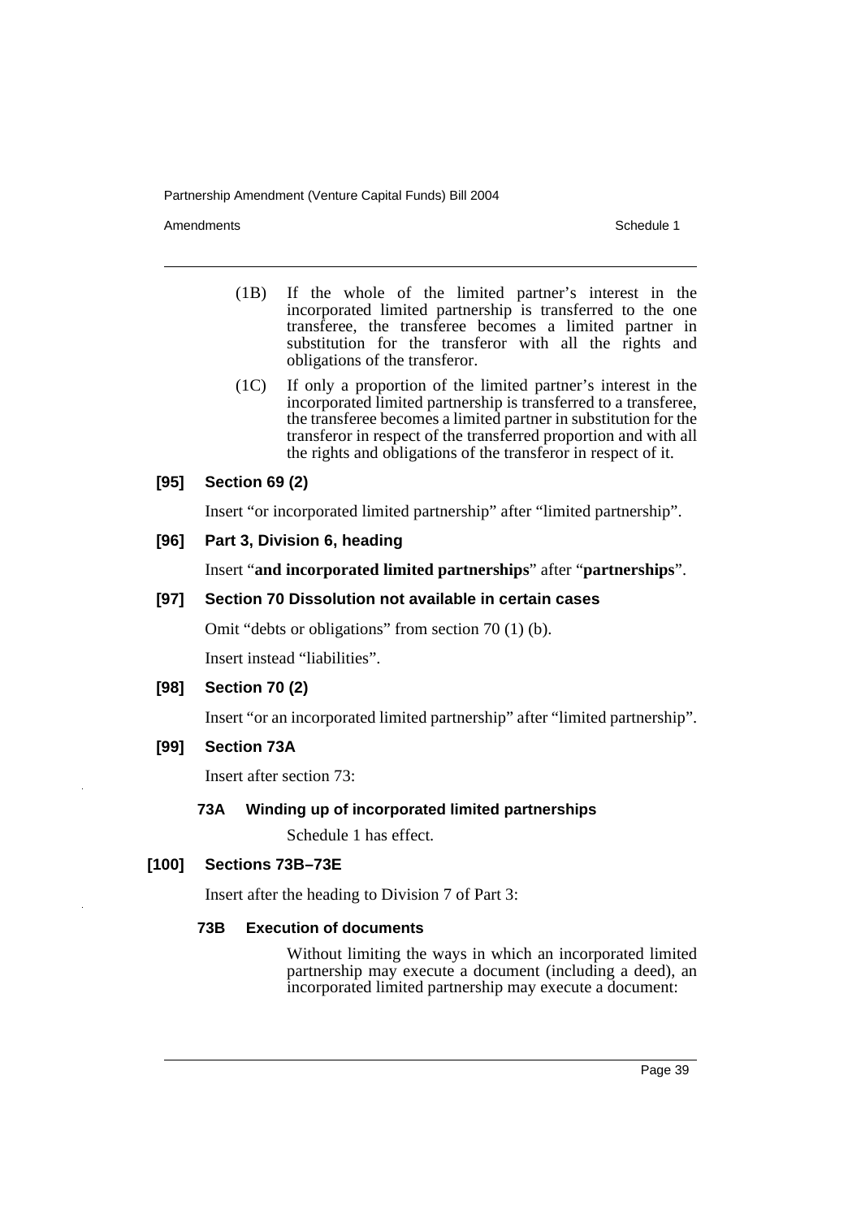(1B) If the whole of the limited partner's interest in the incorporated limited partnership is transferred to the one transferee, the transferee becomes a limited partner in substitution for the transferor with all the rights and obligations of the transferor.

(1C) If only a proportion of the limited partner's interest in the incorporated limited partnership is transferred to a transferee, the transferee becomes a limited partner in substitution for the transferor in respect of the transferred proportion and with all the rights and obligations of the transferor in respect of it.

**[95] Section 69 (2)**

Insert "or incorporated limited partnership" after "limited partnership".

**[96] Part 3, Division 6, heading**

Insert "**and incorporated limited partnerships**" after "**partnerships**".

**[97] Section 70 Dissolution not available in certain cases**

Omit "debts or obligations" from section 70 (1) (b).

Insert instead "liabilities".

**[98] Section 70 (2)**

Insert "or an incorporated limited partnership" after "limited partnership".

**[99] Section 73A**

Insert after section 73:

**73A Winding up of incorporated limited partnerships**

Schedule 1 has effect.

**[100] Sections 73B–73E**

Insert after the heading to Division 7 of Part 3:

**73B Execution of documents**

Without limiting the ways in which an incorporated limited partnership may execute a document (including a deed), an incorporated limited partnership may execute a document: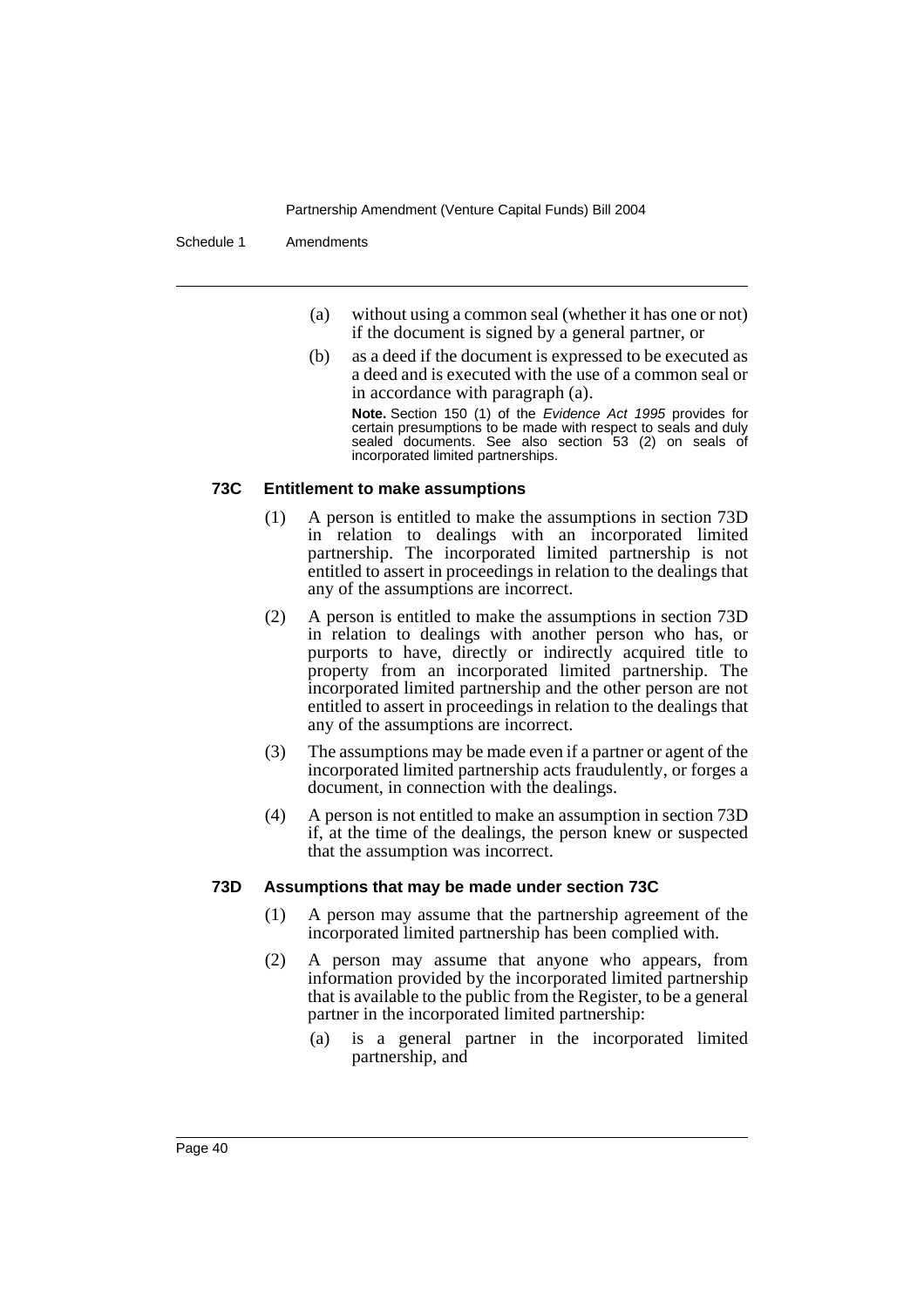(a) without using a common seal (whether it has one or not) if the document is signed by a general partner, or

(b) as a deed if the document is expressed to be executed as a deed and is executed with the use of a common seal or in accordance with paragraph (a).

**Note.** Section 150 (1) of the *Evidence Act 1995* provides for certain presumptions to be made with respect to seals and duly sealed documents. See also section 53 (2) on seals of incorporated limited partnerships.

### 73C Entitlement to make assumptions

(1) A person is entitled to make the assumptions in section 73D in relation to dealings with an incorporated limited partnership. The incorporated limited partnership is not entitled to assert in proceedings in relation to the dealings that any of the assumptions are incorrect.

(2) A person is entitled to make the assumptions in section 73D in relation to dealings with another person who has, or purports to have, directly or indirectly acquired title to property from an incorporated limited partnership. The incorporated limited partnership and the other person are not entitled to assert in proceedings in relation to the dealings that any of the assumptions are incorrect.

(3) The assumptions may be made even if a partner or agent of the incorporated limited partnership acts fraudulently, or forges a document, in connection with the dealings.

(4) A person is not entitled to make an assumption in section 73D if, at the time of the dealings, the person knew or suspected that the assumption was incorrect.

### 73D Assumptions that may be made under section 73C

(1) A person may assume that the partnership agreement of the incorporated limited partnership has been complied with.

(2) A person may assume that anyone who appears, from information provided by the incorporated limited partnership that is available to the public from the Register, to be a general partner in the incorporated limited partnership:

(a) is a general partner in the incorporated limited partnership, and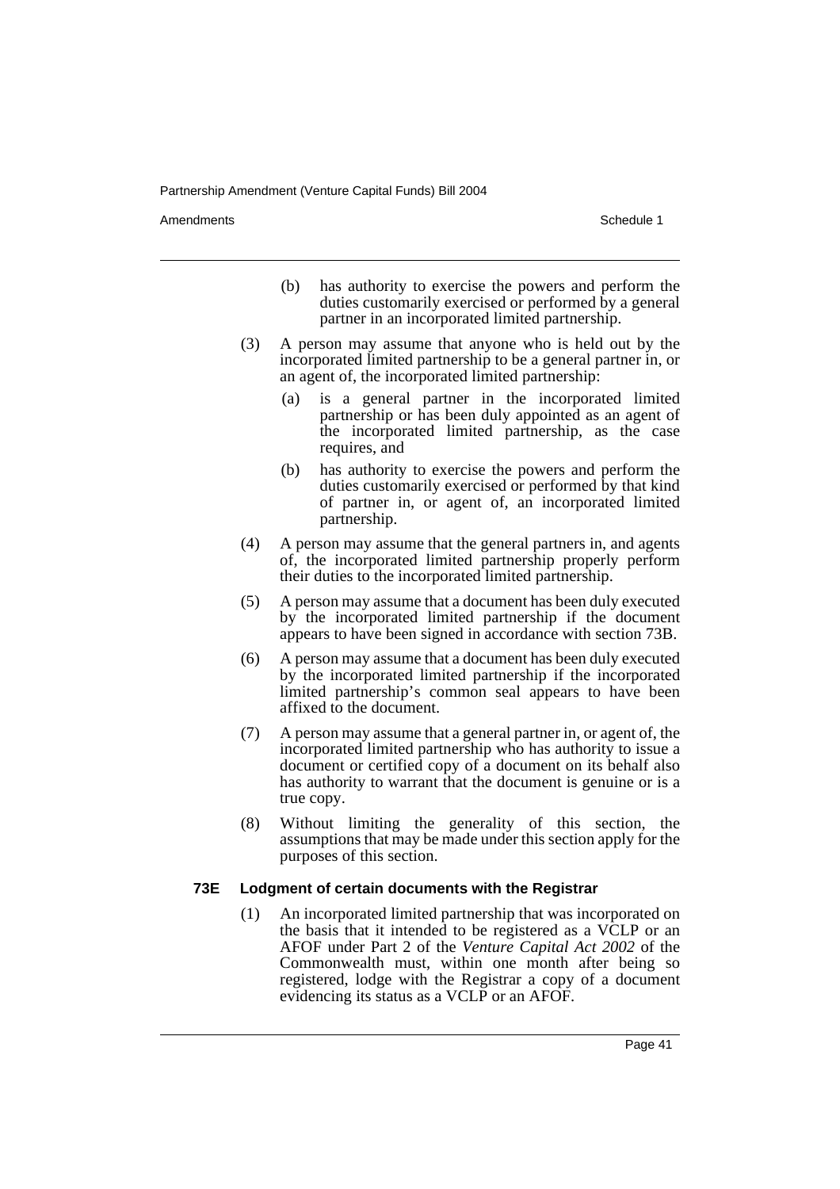(b) has authority to exercise the powers and perform the duties customarily exercised or performed by a general partner in an incorporated limited partnership.

(3) A person may assume that anyone who is held out by the incorporated limited partnership to be a general partner in, or an agent of, the incorporated limited partnership:

(a) is a general partner in the incorporated limited partnership or has been duly appointed as an agent of the incorporated limited partnership, as the case requires, and

(b) has authority to exercise the powers and perform the duties customarily exercised or performed by that kind of partner in, or agent of, an incorporated limited partnership.

(4) A person may assume that the general partners in, and agents of, the incorporated limited partnership properly perform their duties to the incorporated limited partnership.

(5) A person may assume that a document has been duly executed by the incorporated limited partnership if the document appears to have been signed in accordance with section 73B.

(6) A person may assume that a document has been duly executed by the incorporated limited partnership if the incorporated limited partnership's common seal appears to have been affixed to the document.

(7) A person may assume that a general partner in, or agent of, the incorporated limited partnership who has authority to issue a document or certified copy of a document on its behalf also has authority to warrant that the document is genuine or is a true copy.

(8) Without limiting the generality of this section, the assumptions that may be made under this section apply for the purposes of this section.

### 73E Lodgment of certain documents with the Registrar

(1) An incorporated limited partnership that was incorporated on the basis that it intended to be registered as a VCLP or an AFOF under Part 2 of the *Venture Capital Act 2002* of the Commonwealth must, within one month after being so registered, lodge with the Registrar a copy of a document evidencing its status as a VCLP or an AFOF.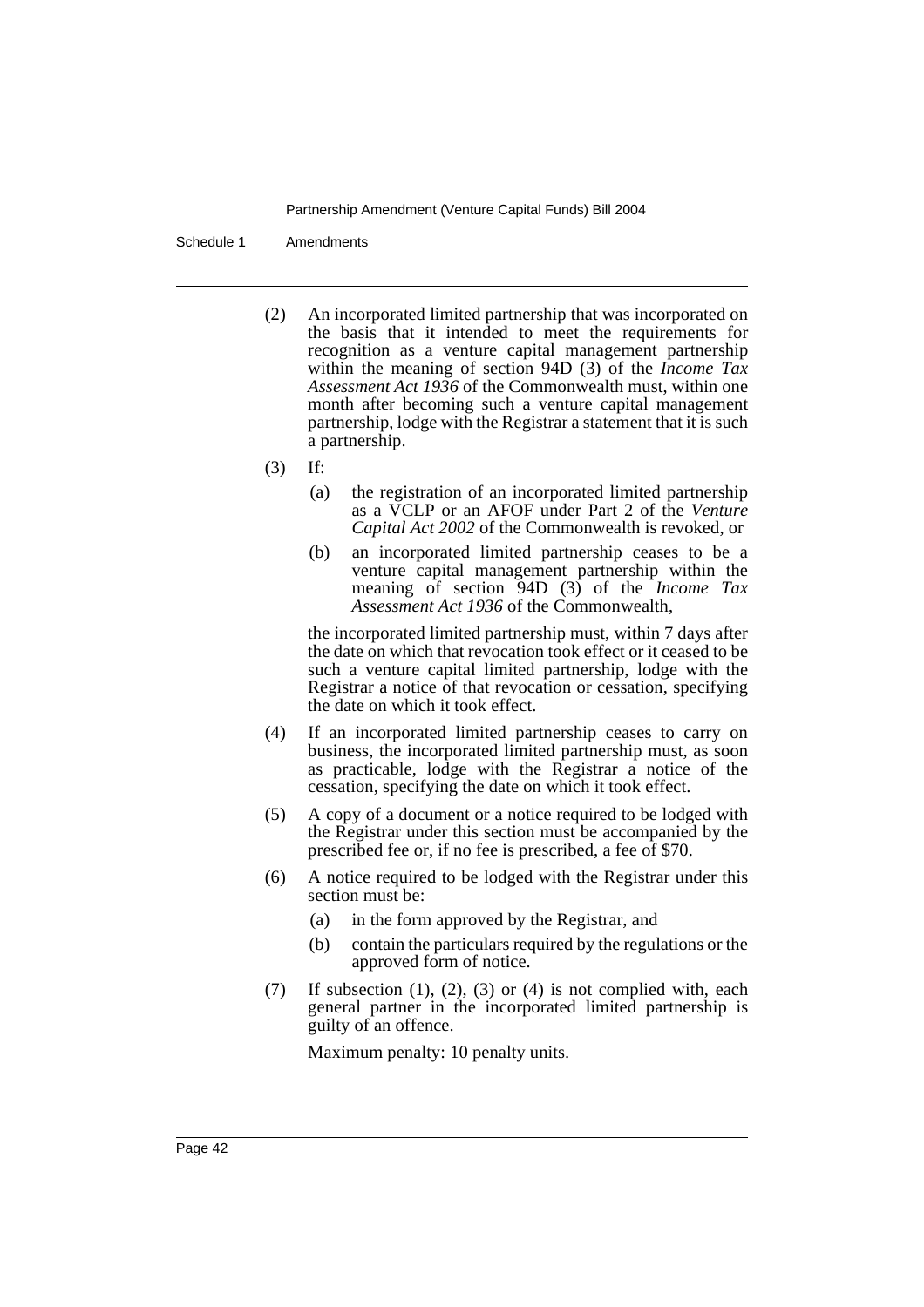(2) An incorporated limited partnership that was incorporated on the basis that it intended to meet the requirements for recognition as a venture capital management partnership within the meaning of section 94D (3) of the *Income Tax Assessment Act 1936* of the Commonwealth must, within one month after becoming such a venture capital management partnership, lodge with the Registrar a statement that it is such a partnership.

(3) If:

  (a) the registration of an incorporated limited partnership as a VCLP or an AFOF under Part 2 of the *Venture Capital Act 2002* of the Commonwealth is revoked, or

  (b) an incorporated limited partnership ceases to be a venture capital management partnership within the meaning of section 94D (3) of the *Income Tax Assessment Act 1936* of the Commonwealth,

  the incorporated limited partnership must, within 7 days after the date on which that revocation took effect or it ceased to be such a venture capital limited partnership, lodge with the Registrar a notice of that revocation or cessation, specifying the date on which it took effect.

(4) If an incorporated limited partnership ceases to carry on business, the incorporated limited partnership must, as soon as practicable, lodge with the Registrar a notice of the cessation, specifying the date on which it took effect.

(5) A copy of a document or a notice required to be lodged with the Registrar under this section must be accompanied by the prescribed fee or, if no fee is prescribed, a fee of $70.

(6) A notice required to be lodged with the Registrar under this section must be:

  (a) in the form approved by the Registrar, and

  (b) contain the particulars required by the regulations or the approved form of notice.

(7) If subsection (1), (2), (3) or (4) is not complied with, each general partner in the incorporated limited partnership is guilty of an offence.

  Maximum penalty: 10 penalty units.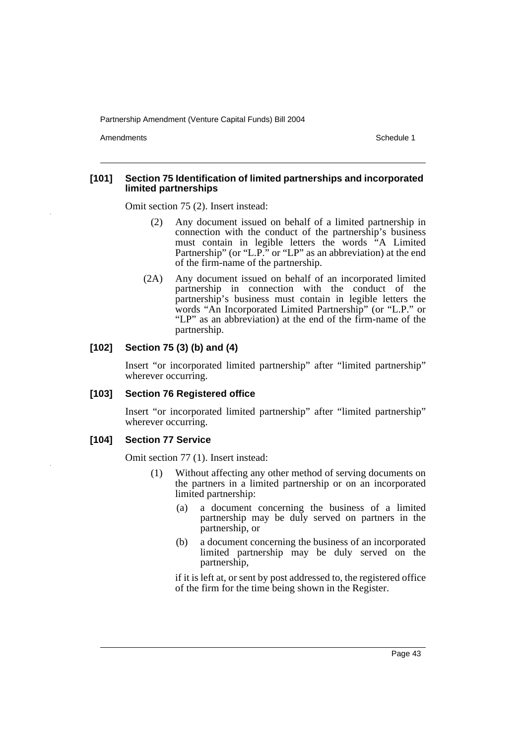### [101] Section 75 Identification of limited partnerships and incorporated limited partnerships

Omit section 75 (2). Insert instead:

(2) Any document issued on behalf of a limited partnership in connection with the conduct of the partnership's business must contain in legible letters the words "A Limited Partnership" (or "L.P." or "LP" as an abbreviation) at the end of the firm-name of the partnership.

(2A) Any document issued on behalf of an incorporated limited partnership in connection with the conduct of the partnership's business must contain in legible letters the words "An Incorporated Limited Partnership" (or "L.P." or "LP" as an abbreviation) at the end of the firm-name of the partnership.

### [102] Section 75 (3) (b) and (4)

Insert "or incorporated limited partnership" after "limited partnership" wherever occurring.

### [103] Section 76 Registered office

Insert "or incorporated limited partnership" after "limited partnership" wherever occurring.

### [104] Section 77 Service

Omit section 77 (1). Insert instead:

(1) Without affecting any other method of serving documents on the partners in a limited partnership or on an incorporated limited partnership:

(a) a document concerning the business of a limited partnership may be duly served on partners in the partnership, or

(b) a document concerning the business of an incorporated limited partnership may be duly served on the partnership,

if it is left at, or sent by post addressed to, the registered office of the firm for the time being shown in the Register.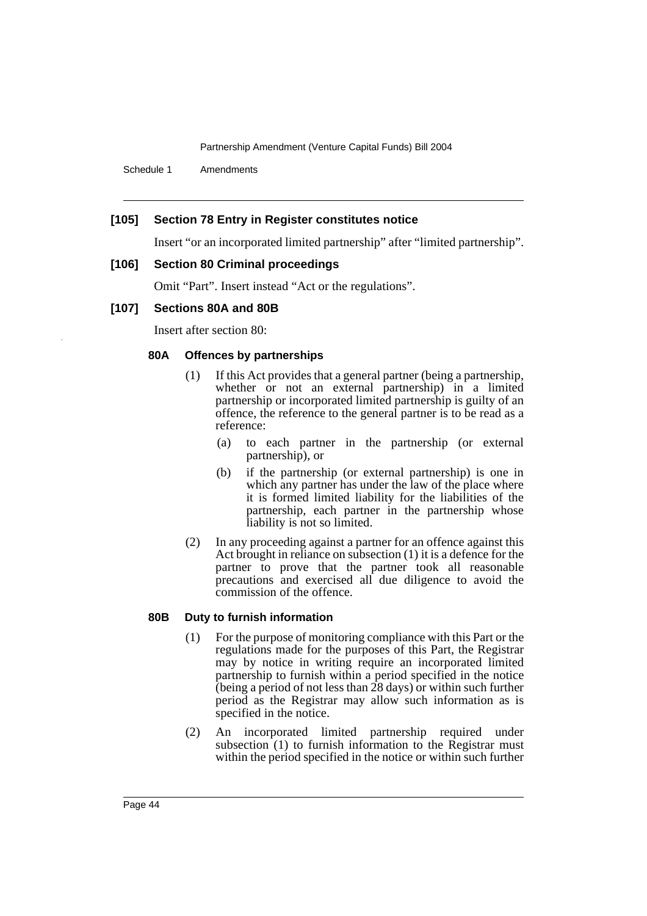### [105] Section 78 Entry in Register constitutes notice

Insert "or an incorporated limited partnership" after "limited partnership".

### [106] Section 80 Criminal proceedings

Omit "Part". Insert instead "Act or the regulations".

### [107] Sections 80A and 80B

Insert after section 80:

#### 80A Offences by partnerships

(1) If this Act provides that a general partner (being a partnership, whether or not an external partnership) in a limited partnership or incorporated limited partnership is guilty of an offence, the reference to the general partner is to be read as a reference:

- (a) to each partner in the partnership (or external partnership), or
- (b) if the partnership (or external partnership) is one in which any partner has under the law of the place where it is formed limited liability for the liabilities of the partnership, each partner in the partnership whose liability is not so limited.

(2) In any proceeding against a partner for an offence against this Act brought in reliance on subsection (1) it is a defence for the partner to prove that the partner took all reasonable precautions and exercised all due diligence to avoid the commission of the offence.

#### 80B Duty to furnish information

(1) For the purpose of monitoring compliance with this Part or the regulations made for the purposes of this Part, the Registrar may by notice in writing require an incorporated limited partnership to furnish within a period specified in the notice (being a period of not less than 28 days) or within such further period as the Registrar may allow such information as is specified in the notice.

(2) An incorporated limited partnership required under subsection (1) to furnish information to the Registrar must within the period specified in the notice or within such further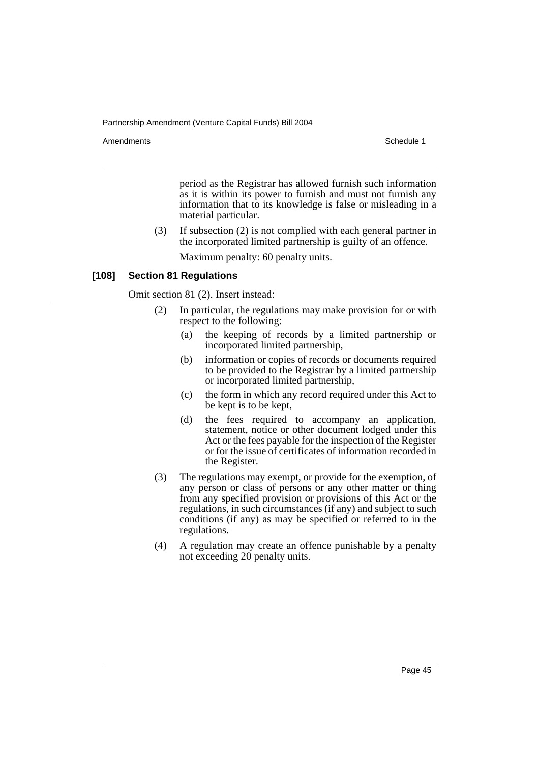period as the Registrar has allowed furnish such information as it is within its power to furnish and must not furnish any information that to its knowledge is false or misleading in a material particular.

(3) If subsection (2) is not complied with each general partner in the incorporated limited partnership is guilty of an offence.

Maximum penalty: 60 penalty units.

### [108] Section 81 Regulations

Omit section 81 (2). Insert instead:

(2) In particular, the regulations may make provision for or with respect to the following:

(a) the keeping of records by a limited partnership or incorporated limited partnership,

(b) information or copies of records or documents required to be provided to the Registrar by a limited partnership or incorporated limited partnership,

(c) the form in which any record required under this Act to be kept is to be kept,

(d) the fees required to accompany an application, statement, notice or other document lodged under this Act or the fees payable for the inspection of the Register or for the issue of certificates of information recorded in the Register.

(3) The regulations may exempt, or provide for the exemption, of any person or class of persons or any other matter or thing from any specified provision or provisions of this Act or the regulations, in such circumstances (if any) and subject to such conditions (if any) as may be specified or referred to in the regulations.

(4) A regulation may create an offence punishable by a penalty not exceeding 20 penalty units.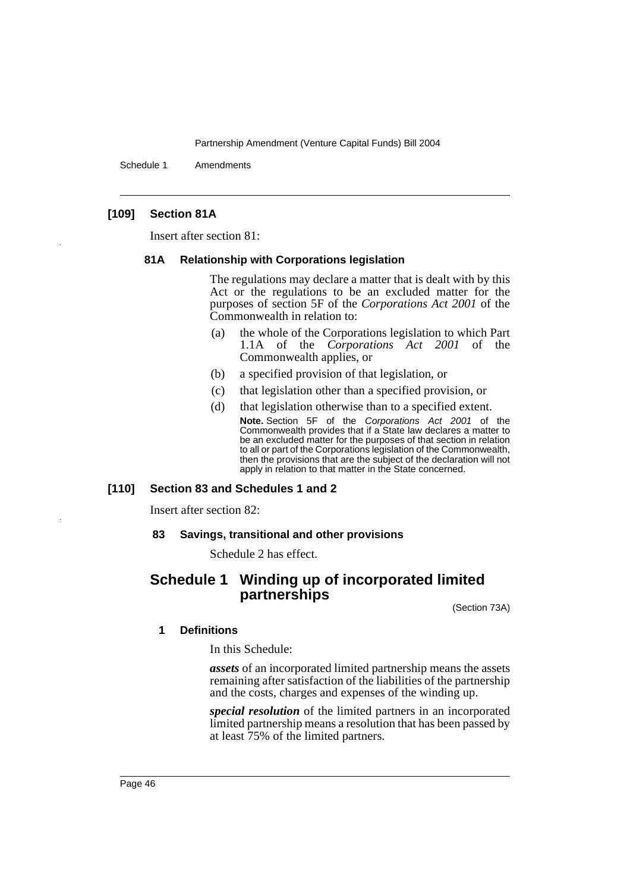## [109] Section 81A

Insert after section 81:

### 81A Relationship with Corporations legislation

The regulations may declare a matter that is dealt with by this Act or the regulations to be an excluded matter for the purposes of section 5F of the *Corporations Act 2001* of the Commonwealth in relation to:

(a) the whole of the Corporations legislation to which Part 1.1A of the *Corporations Act 2001* of the Commonwealth applies, or

(b) a specified provision of that legislation, or

(c) that legislation other than a specified provision, or

(d) that legislation otherwise than to a specified extent.

**Note.** Section 5F of the *Corporations Act 2001* of the Commonwealth provides that if a State law declares a matter to be an excluded matter for the purposes of that section in relation to all or part of the Corporations legislation of the Commonwealth, then the provisions that are the subject of the declaration will not apply in relation to that matter in the State concerned.

## [110] Section 83 and Schedules 1 and 2

Insert after section 82:

### 83 Savings, transitional and other provisions

Schedule 2 has effect.

# Schedule 1 Winding up of incorporated limited partnerships

(Section 73A)

### 1 Definitions

In this Schedule:

***assets*** of an incorporated limited partnership means the assets remaining after satisfaction of the liabilities of the partnership and the costs, charges and expenses of the winding up.

***special resolution*** of the limited partners in an incorporated limited partnership means a resolution that has been passed by at least 75% of the limited partners.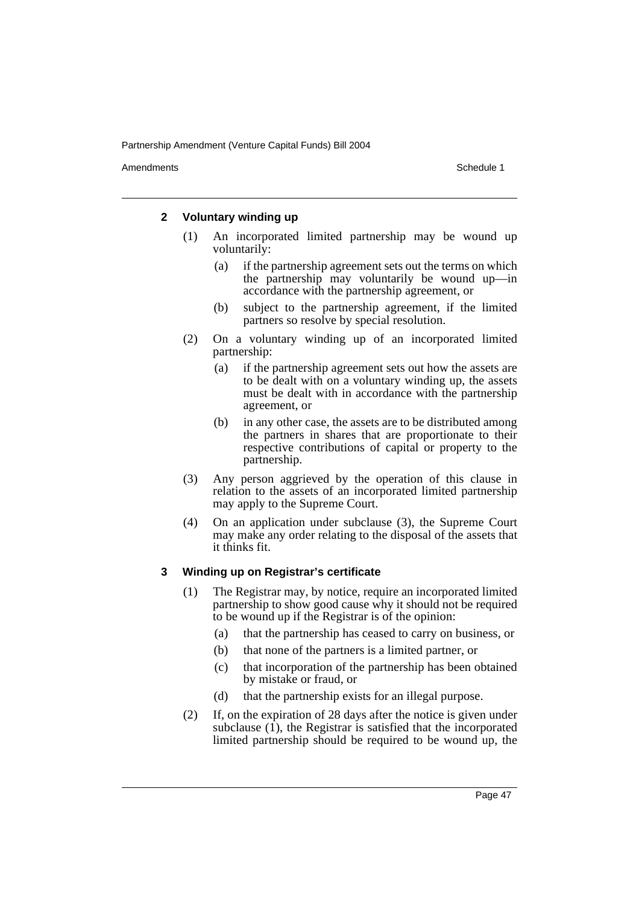### 2 Voluntary winding up

(1) An incorporated limited partnership may be wound up voluntarily:

(a) if the partnership agreement sets out the terms on which the partnership may voluntarily be wound up—in accordance with the partnership agreement, or

(b) subject to the partnership agreement, if the limited partners so resolve by special resolution.

(2) On a voluntary winding up of an incorporated limited partnership:

(a) if the partnership agreement sets out how the assets are to be dealt with on a voluntary winding up, the assets must be dealt with in accordance with the partnership agreement, or

(b) in any other case, the assets are to be distributed among the partners in shares that are proportionate to their respective contributions of capital or property to the partnership.

(3) Any person aggrieved by the operation of this clause in relation to the assets of an incorporated limited partnership may apply to the Supreme Court.

(4) On an application under subclause (3), the Supreme Court may make any order relating to the disposal of the assets that it thinks fit.

### 3 Winding up on Registrar's certificate

(1) The Registrar may, by notice, require an incorporated limited partnership to show good cause why it should not be required to be wound up if the Registrar is of the opinion:

(a) that the partnership has ceased to carry on business, or

(b) that none of the partners is a limited partner, or

(c) that incorporation of the partnership has been obtained by mistake or fraud, or

(d) that the partnership exists for an illegal purpose.

(2) If, on the expiration of 28 days after the notice is given under subclause (1), the Registrar is satisfied that the incorporated limited partnership should be required to be wound up, the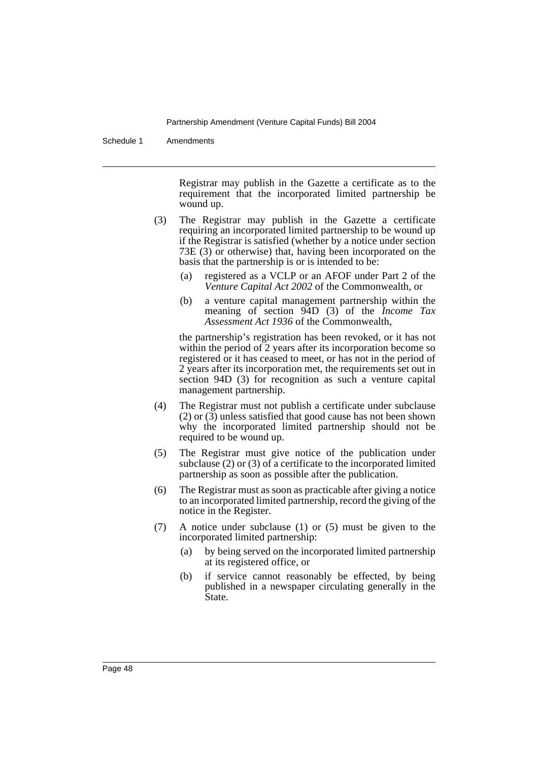Registrar may publish in the Gazette a certificate as to the requirement that the incorporated limited partnership be wound up.

(3) The Registrar may publish in the Gazette a certificate requiring an incorporated limited partnership to be wound up if the Registrar is satisfied (whether by a notice under section 73E (3) or otherwise) that, having been incorporated on the basis that the partnership is or is intended to be:

(a) registered as a VCLP or an AFOF under Part 2 of the *Venture Capital Act 2002* of the Commonwealth, or

(b) a venture capital management partnership within the meaning of section 94D (3) of the *Income Tax Assessment Act 1936* of the Commonwealth,

the partnership's registration has been revoked, or it has not within the period of 2 years after its incorporation become so registered or it has ceased to meet, or has not in the period of 2 years after its incorporation met, the requirements set out in section 94D (3) for recognition as such a venture capital management partnership.

(4) The Registrar must not publish a certificate under subclause (2) or (3) unless satisfied that good cause has not been shown why the incorporated limited partnership should not be required to be wound up.

(5) The Registrar must give notice of the publication under subclause (2) or (3) of a certificate to the incorporated limited partnership as soon as possible after the publication.

(6) The Registrar must as soon as practicable after giving a notice to an incorporated limited partnership, record the giving of the notice in the Register.

(7) A notice under subclause (1) or (5) must be given to the incorporated limited partnership:

(a) by being served on the incorporated limited partnership at its registered office, or

(b) if service cannot reasonably be effected, by being published in a newspaper circulating generally in the State.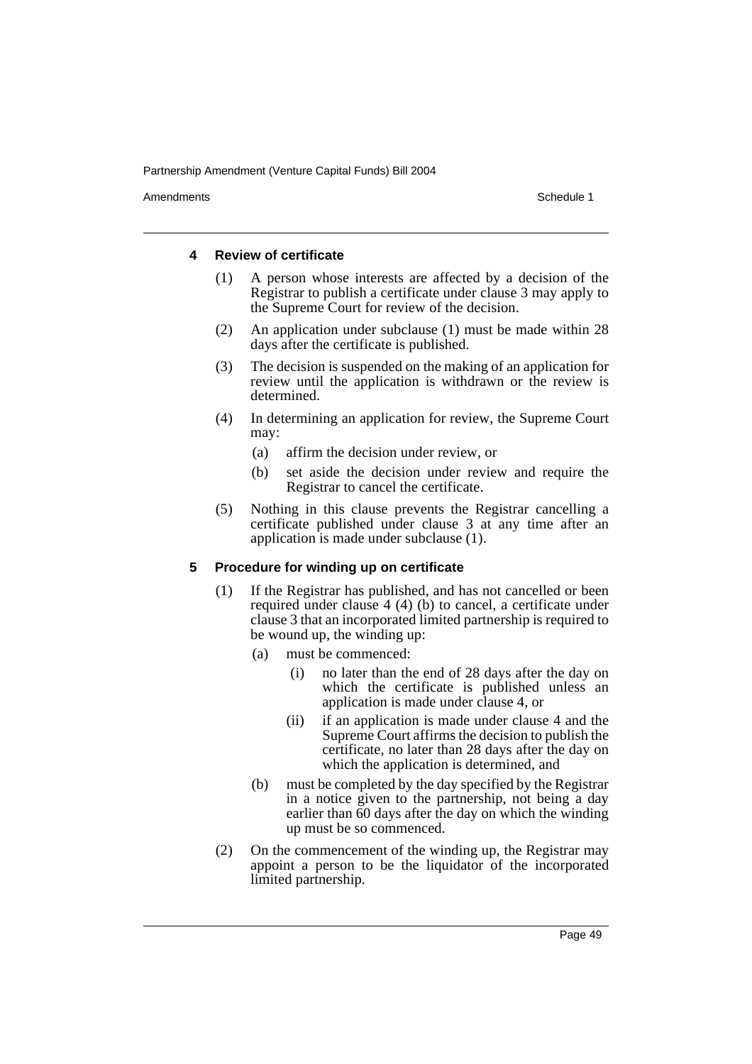#### 4 Review of certificate

(1) A person whose interests are affected by a decision of the Registrar to publish a certificate under clause 3 may apply to the Supreme Court for review of the decision.

(2) An application under subclause (1) must be made within 28 days after the certificate is published.

(3) The decision is suspended on the making of an application for review until the application is withdrawn or the review is determined.

(4) In determining an application for review, the Supreme Court may:

- (a) affirm the decision under review, or
- (b) set aside the decision under review and require the Registrar to cancel the certificate.

(5) Nothing in this clause prevents the Registrar cancelling a certificate published under clause 3 at any time after an application is made under subclause (1).

#### 5 Procedure for winding up on certificate

(1) If the Registrar has published, and has not cancelled or been required under clause 4 (4) (b) to cancel, a certificate under clause 3 that an incorporated limited partnership is required to be wound up, the winding up:

- (a) must be commenced:
  - (i) no later than the end of 28 days after the day on which the certificate is published unless an application is made under clause 4, or
  - (ii) if an application is made under clause 4 and the Supreme Court affirms the decision to publish the certificate, no later than 28 days after the day on which the application is determined, and
- (b) must be completed by the day specified by the Registrar in a notice given to the partnership, not being a day earlier than 60 days after the day on which the winding up must be so commenced.

(2) On the commencement of the winding up, the Registrar may appoint a person to be the liquidator of the incorporated limited partnership.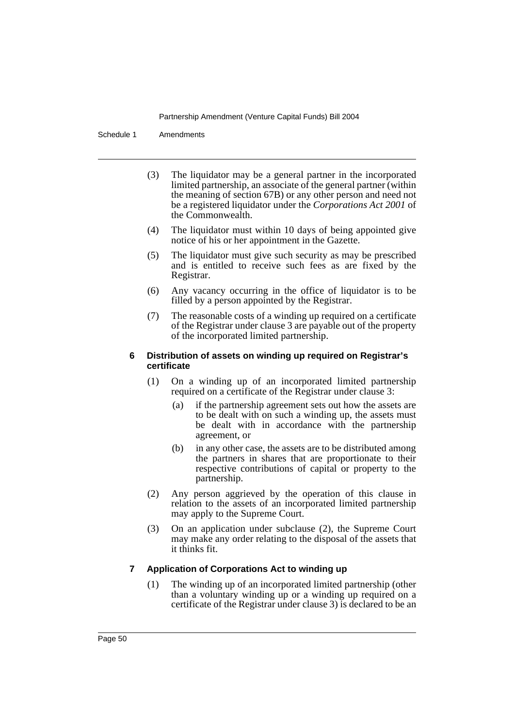(3) The liquidator may be a general partner in the incorporated limited partnership, an associate of the general partner (within the meaning of section 67B) or any other person and need not be a registered liquidator under the *Corporations Act 2001* of the Commonwealth.

(4) The liquidator must within 10 days of being appointed give notice of his or her appointment in the Gazette.

(5) The liquidator must give such security as may be prescribed and is entitled to receive such fees as are fixed by the Registrar.

(6) Any vacancy occurring in the office of liquidator is to be filled by a person appointed by the Registrar.

(7) The reasonable costs of a winding up required on a certificate of the Registrar under clause 3 are payable out of the property of the incorporated limited partnership.

### 6 Distribution of assets on winding up required on Registrar's certificate

(1) On a winding up of an incorporated limited partnership required on a certificate of the Registrar under clause 3:

- (a) if the partnership agreement sets out how the assets are to be dealt with on such a winding up, the assets must be dealt with in accordance with the partnership agreement, or
- (b) in any other case, the assets are to be distributed among the partners in shares that are proportionate to their respective contributions of capital or property to the partnership.

(2) Any person aggrieved by the operation of this clause in relation to the assets of an incorporated limited partnership may apply to the Supreme Court.

(3) On an application under subclause (2), the Supreme Court may make any order relating to the disposal of the assets that it thinks fit.

### 7 Application of Corporations Act to winding up

(1) The winding up of an incorporated limited partnership (other than a voluntary winding up or a winding up required on a certificate of the Registrar under clause 3) is declared to be an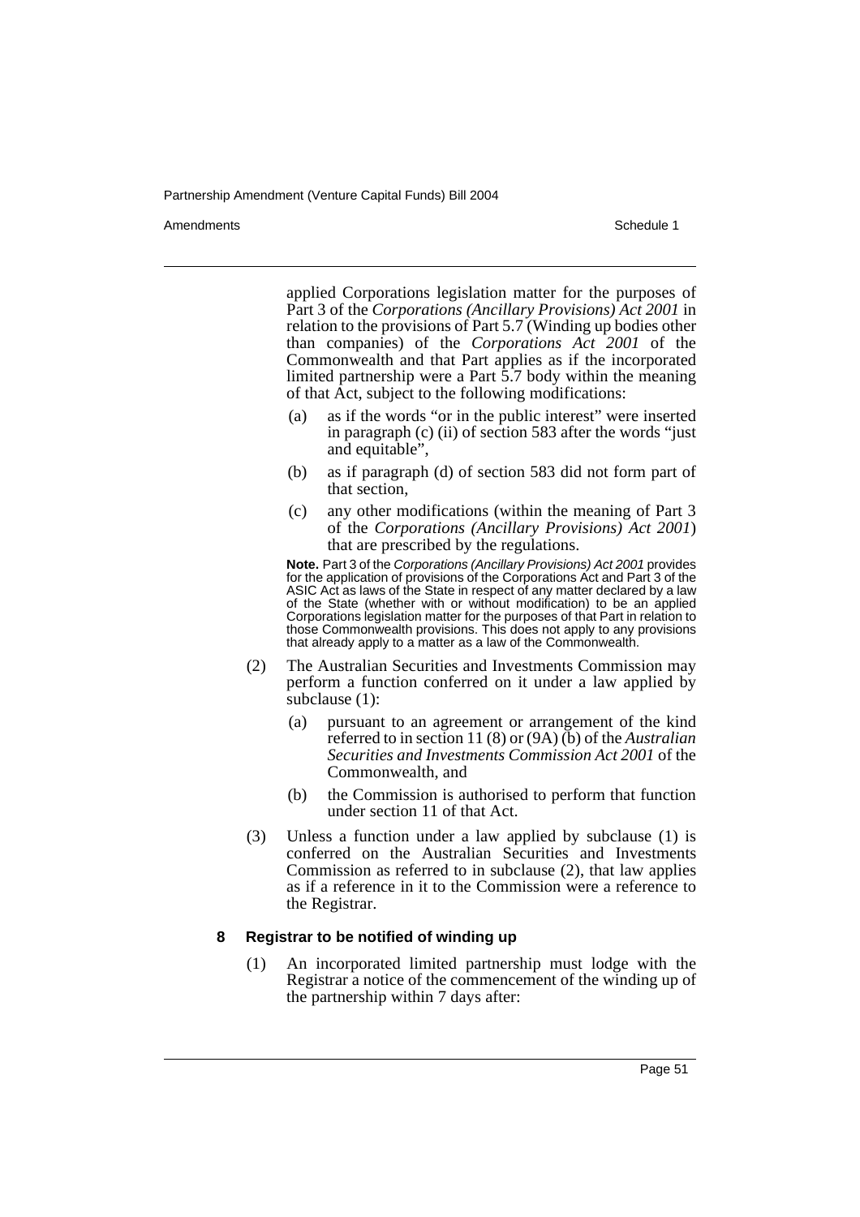applied Corporations legislation matter for the purposes of Part 3 of the *Corporations (Ancillary Provisions) Act 2001* in relation to the provisions of Part 5.7 (Winding up bodies other than companies) of the *Corporations Act 2001* of the Commonwealth and that Part applies as if the incorporated limited partnership were a Part 5.7 body within the meaning of that Act, subject to the following modifications:

(a) as if the words "or in the public interest" were inserted in paragraph (c) (ii) of section 583 after the words "just and equitable",

(b) as if paragraph (d) of section 583 did not form part of that section,

(c) any other modifications (within the meaning of Part 3 of the *Corporations (Ancillary Provisions) Act 2001*) that are prescribed by the regulations.

**Note.** Part 3 of the *Corporations (Ancillary Provisions) Act 2001* provides for the application of provisions of the Corporations Act and Part 3 of the ASIC Act as laws of the State in respect of any matter declared by a law of the State (whether with or without modification) to be an applied Corporations legislation matter for the purposes of that Part in relation to those Commonwealth provisions. This does not apply to any provisions that already apply to a matter as a law of the Commonwealth.

(2) The Australian Securities and Investments Commission may perform a function conferred on it under a law applied by subclause (1):

(a) pursuant to an agreement or arrangement of the kind referred to in section 11 (8) or (9A) (b) of the *Australian Securities and Investments Commission Act 2001* of the Commonwealth, and

(b) the Commission is authorised to perform that function under section 11 of that Act.

(3) Unless a function under a law applied by subclause (1) is conferred on the Australian Securities and Investments Commission as referred to in subclause (2), that law applies as if a reference in it to the Commission were a reference to the Registrar.

**8 Registrar to be notified of winding up**

(1) An incorporated limited partnership must lodge with the Registrar a notice of the commencement of the winding up of the partnership within 7 days after: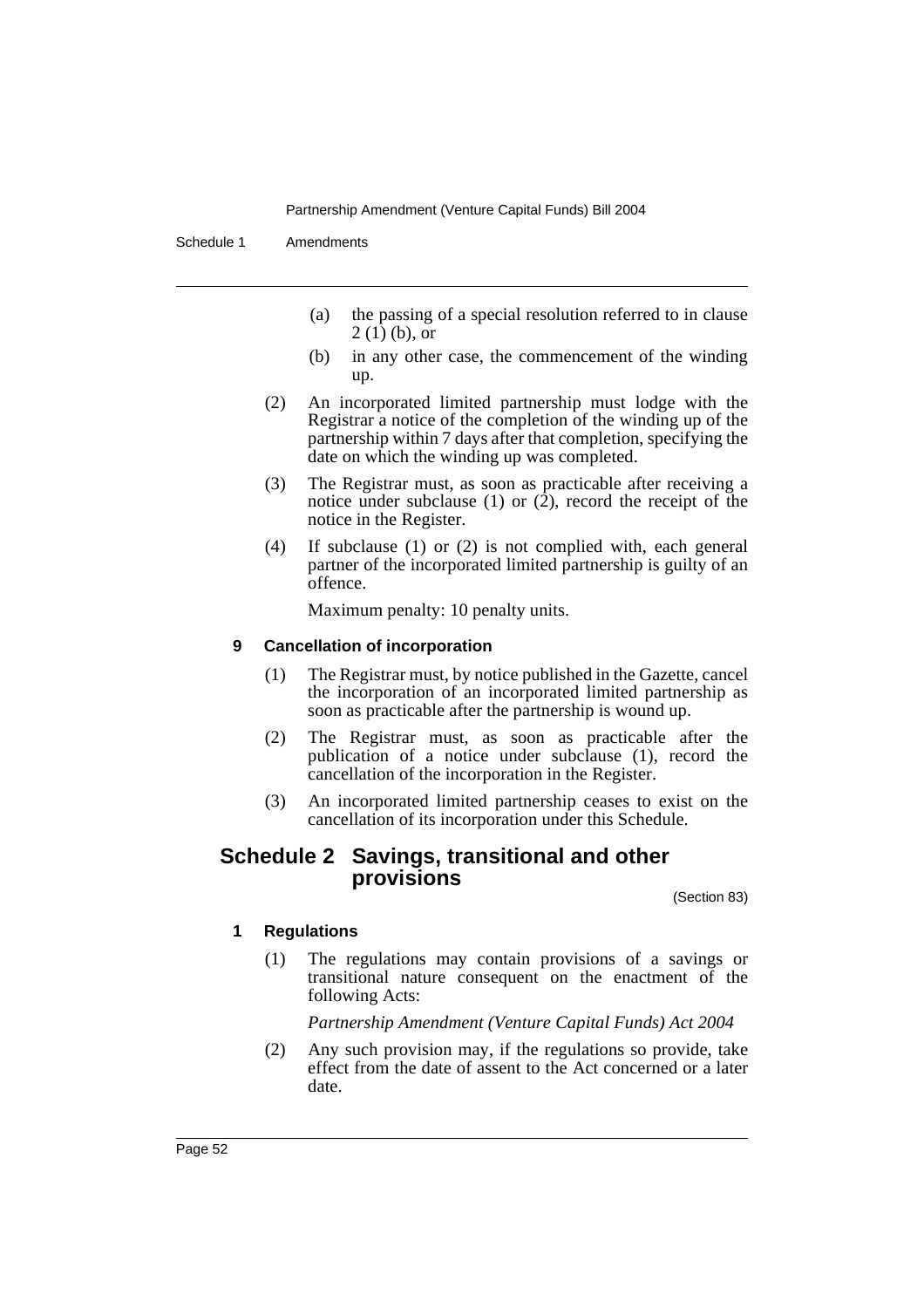(a) the passing of a special resolution referred to in clause 2 (1) (b), or

(b) in any other case, the commencement of the winding up.

(2) An incorporated limited partnership must lodge with the Registrar a notice of the completion of the winding up of the partnership within 7 days after that completion, specifying the date on which the winding up was completed.

(3) The Registrar must, as soon as practicable after receiving a notice under subclause (1) or (2), record the receipt of the notice in the Register.

(4) If subclause (1) or (2) is not complied with, each general partner of the incorporated limited partnership is guilty of an offence.

Maximum penalty: 10 penalty units.

#### 9 Cancellation of incorporation

(1) The Registrar must, by notice published in the Gazette, cancel the incorporation of an incorporated limited partnership as soon as practicable after the partnership is wound up.

(2) The Registrar must, as soon as practicable after the publication of a notice under subclause (1), record the cancellation of the incorporation in the Register.

(3) An incorporated limited partnership ceases to exist on the cancellation of its incorporation under this Schedule.

## Schedule 2 Savings, transitional and other provisions

(Section 83)

#### 1 Regulations

(1) The regulations may contain provisions of a savings or transitional nature consequent on the enactment of the following Acts:

*Partnership Amendment (Venture Capital Funds) Act 2004*

(2) Any such provision may, if the regulations so provide, take effect from the date of assent to the Act concerned or a later date.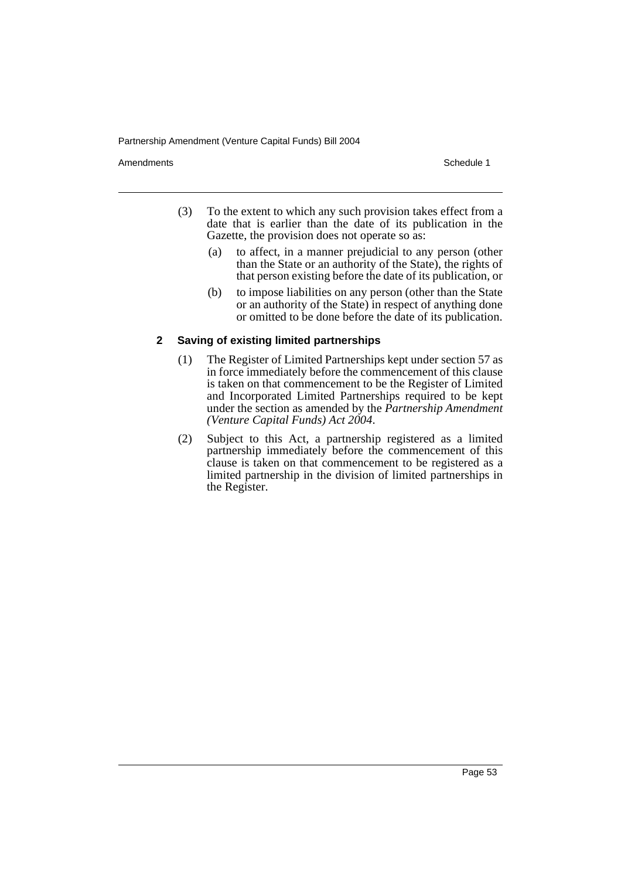(3) To the extent to which any such provision takes effect from a date that is earlier than the date of its publication in the Gazette, the provision does not operate so as:

(a) to affect, in a manner prejudicial to any person (other than the State or an authority of the State), the rights of that person existing before the date of its publication, or

(b) to impose liabilities on any person (other than the State or an authority of the State) in respect of anything done or omitted to be done before the date of its publication.

### 2 Saving of existing limited partnerships

(1) The Register of Limited Partnerships kept under section 57 as in force immediately before the commencement of this clause is taken on that commencement to be the Register of Limited and Incorporated Limited Partnerships required to be kept under the section as amended by the *Partnership Amendment (Venture Capital Funds) Act 2004*.

(2) Subject to this Act, a partnership registered as a limited partnership immediately before the commencement of this clause is taken on that commencement to be registered as a limited partnership in the division of limited partnerships in the Register.